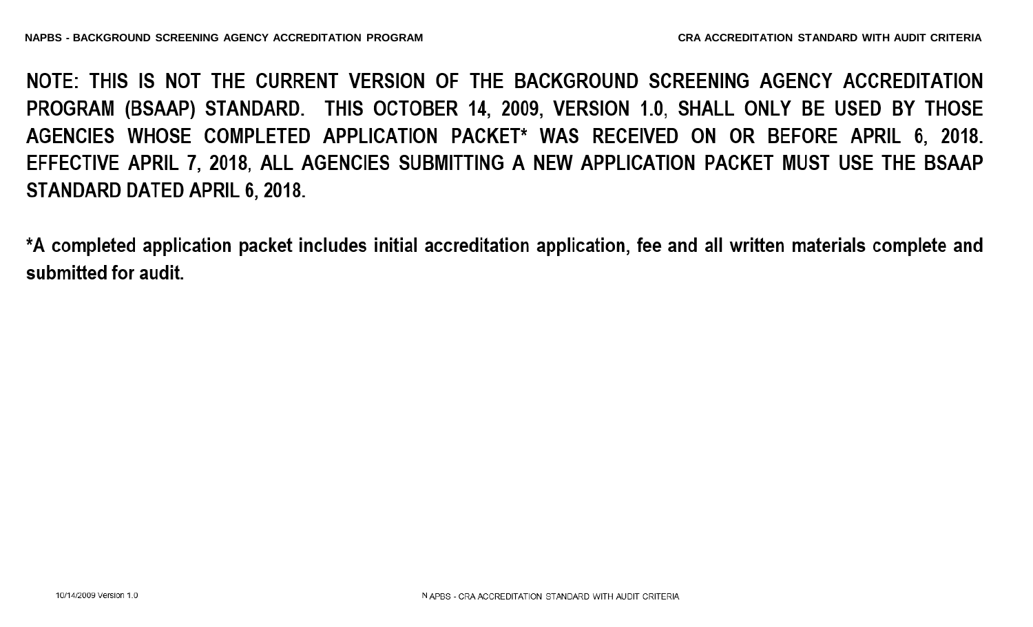**NOTE: THIS IS NOT THE CURRENT VERSION OF THE BACKGROUND SCREENING AGENCY ACCREDITATION PROGRAM (BSAAP) STANDARD. THIS OCTOBER 14, 2009, VERSION 1.0, SHALL ONLY BE USED BY THOSE AGENCIES WHOSE COMPLETED APPLICATION PACKET* WAS RECEIVED ON OR BEFORE APRIL 6, 2018. EFFECTIVE APRIL 7, 2018, ALL AGENCIES SUBMITTING A NEW APPLICATION PACKET MUST USE THE BSAAP STANDARD DATED APRIL 6, 2018.**

**\*A completed application packet includes initial accreditation application, fee and all written materials complete and submitted for audit.**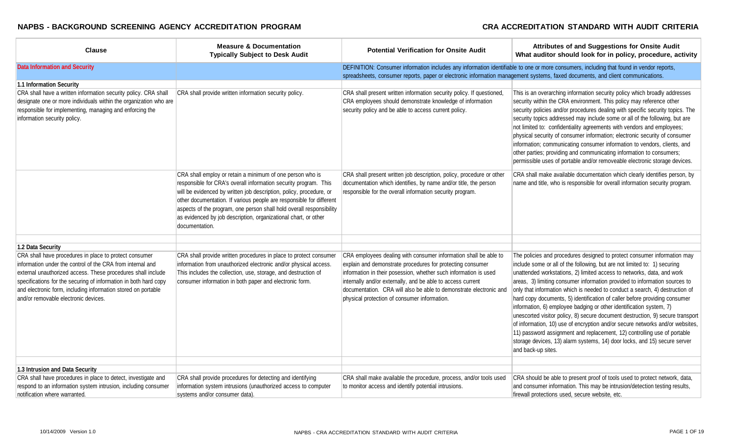| Clause | Measure & Documentation Typically Subject to Desk Audit | Potential Verification for Onsite Audit | Attributes of and Suggestions for Onsite Audit What auditor should look for in policy, procedure, activity |
|---|---|---|---|
| **Data Information and Security** | | DEFINITION: Consumer information includes any information identifiable to one or more consumers, including that found in vendor reports, spreadsheets, consumer reports, paper or electronic information management systems, faxed documents, and client communications. | |
| **1.1 Information Security** | | | |
| CRA shall have a written information security policy. CRA shall designate one or more individuals within the organization who are responsible for implementing, managing and enforcing the information security policy. | CRA shall provide written information security policy. | CRA shall present written information security policy. If questioned, CRA employees should demonstrate knowledge of information security policy and be able to access current policy. | This is an overarching information security policy which broadly addresses security within the CRA environment. This policy may reference other security policies and/or procedures dealing with specific security topics. The security topics addressed may include some or all of the following, but are not limited to: confidentiality agreements with vendors and employees; physical security of consumer information; electronic security of consumer information; communicating consumer information to vendors, clients, and other parties; providing and communicating information to consumers; permissible uses of portable and/or removeable electronic storage devices. |
| | CRA shall employ or retain a minimum of one person who is responsible for CRA's overall information security program. This will be evidenced by written job description, policy, procedure, or other documentation. If various people are responsible for different aspects of the program, one person shall hold overall responsibility as evidenced by job description, organizational chart, or other documentation. | CRA shall present written job description, policy, procedure or other documentation which identifies, by name and/or title, the person responsible for the overall information security program. | CRA shall make available documentation which clearly identifies person, by name and title, who is responsible for overall information security program. |
| **1.2 Data Security** | | | |
| CRA shall have procedures in place to protect consumer information under the control of the CRA from internal and external unauthorized access. These procedures shall include specifications for the securing of information in both hard copy and electronic form, including information stored on portable and/or removable electronic devices. | CRA shall provide written procedures in place to protect consumer information from unauthorized electronic and/or physical access. This includes the collection, use, storage, and destruction of consumer information in both paper and electronic form. | CRA employees dealing with consumer information shall be able to explain and demonstrate procedures for protecting consumer information in their posession, whether such information is used internally and/or externally, and be able to access current documentation. CRA will also be able to demonstrate electronic and physical protection of consumer information. | The policies and procedures designed to protect consumer information may include some or all of the following, but are not limited to: 1) securing unattended workstations, 2) limited access to networks, data, and work areas, 3) limiting consumer information provided to information sources to only that information which is needed to conduct a search, 4) destruction of hard copy documents, 5) identification of caller before providing consumer information, 6) employee badging or other identification system, 7) unescorted visitor policy, 8) secure document destruction, 9) secure transport of information, 10) use of encryption and/or secure networks and/or websites, 11) password assignment and replacement, 12) controlling use of portable storage devices, 13) alarm systems, 14) door locks, and 15) secure server and back-up sites. |
| **1.3 Intrusion and Data Security** | | | |
| CRA shall have procedures in place to detect, investigate and respond to an information system intrusion, including consumer notification where warranted. | CRA shall provide procedures for detecting and identifying information system intrusions (unauthorized access to computer systems and/or consumer data). | CRA shall make available the procedure, process, and/or tools used to monitor access and identify potential intrusions. | CRA should be able to present proof of tools used to protect network, data, and consumer information. This may be intrusion/detection testing results, firewall protections used, secure website, etc. |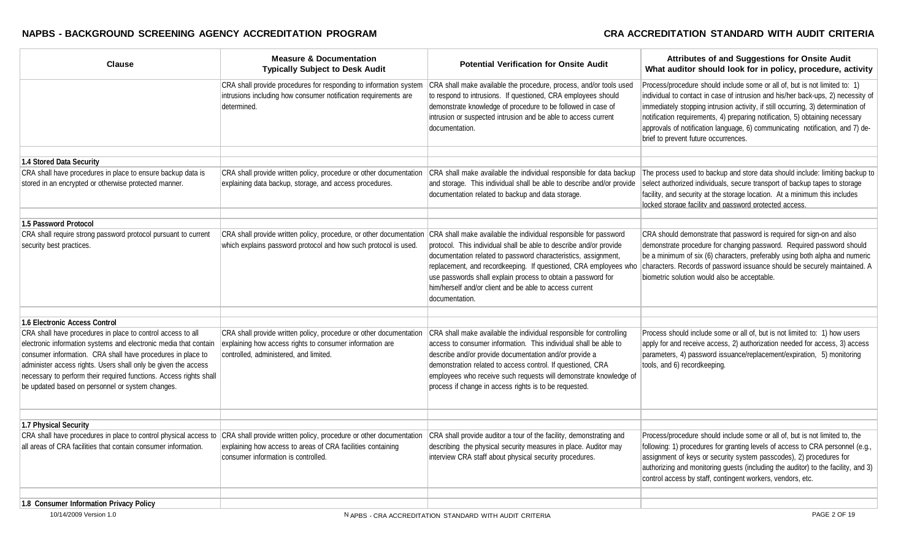| Clause | Measure & Documentation Typically Subject to Desk Audit | Potential Verification for Onsite Audit | Attributes of and Suggestions for Onsite Audit What auditor should look for in policy, procedure, activity |
|---|---|---|---|
| | CRA shall provide procedures for responding to information system intrusions including how consumer notification requirements are determined. | CRA shall make available the procedure, process, and/or tools used to respond to intrusions. If questioned, CRA employees should demonstrate knowledge of procedure to be followed in case of intrusion or suspected intrusion and be able to access current documentation. | Process/procedure should include some or all of, but is not limited to: 1) individual to contact in case of intrusion and his/her back-ups, 2) necessity of immediately stopping intrusion activity, if still occurring, 3) determination of notification requirements, 4) preparing notification, 5) obtaining necessary approvals of notification language, 6) communicating notification, and 7) de-brief to prevent future occurrences. |
| | | | |
| **1.4 Stored Data Security** | | | |
| CRA shall have procedures in place to ensure backup data is stored in an encrypted or otherwise protected manner. | CRA shall provide written policy, procedure or other documentation explaining data backup, storage, and access procedures. | CRA shall make available the individual responsible for data backup and storage. This individual shall be able to describe and/or provide documentation related to backup and data storage. | The process used to backup and store data should include: limiting backup to select authorized individuals, secure transport of backup tapes to storage facility, and security at the storage location. At a minimum this includes locked storage facility and password protected access. |
| | | | |
| **1.5 Password Protocol** | | | |
| CRA shall require strong password protocol pursuant to current security best practices. | CRA shall provide written policy, procedure, or other documentation which explains password protocol and how such protocol is used. | CRA shall make available the individual responsible for password protocol. This individual shall be able to describe and/or provide documentation related to password characteristics, assignment, replacement, and recordkeeping. If questioned, CRA employees who use passwords shall explain process to obtain a password for him/herself and/or client and be able to access current documentation. | CRA should demonstrate that password is required for sign-on and also demonstrate procedure for changing password. Required password should be a minimum of six (6) characters, preferably using both alpha and numeric characters. Records of password issuance should be securely maintained. A biometric solution would also be acceptable. |
| | | | |
| **1.6 Electronic Access Control** | | | |
| CRA shall have procedures in place to control access to all electronic information systems and electronic media that contain consumer information. CRA shall have procedures in place to administer access rights. Users shall only be given the access necessary to perform their required functions. Access rights shall be updated based on personnel or system changes. | CRA shall provide written policy, procedure or other documentation explaining how access rights to consumer information are controlled, administered, and limited. | CRA shall make available the individual responsible for controlling access to consumer information. This individual shall be able to describe and/or provide documentation and/or provide a demonstration related to access control. If questioned, CRA employees who receive such requests will demonstrate knowledge of process if change in access rights is to be requested. | Process should include some or all of, but is not limited to: 1) how users apply for and receive access, 2) authorization needed for access, 3) access parameters, 4) password issuance/replacement/expiration, 5) monitoring tools, and 6) recordkeeping. |
| | | | |
| **1.7 Physical Security** | | | |
| CRA shall have procedures in place to control physical access to all areas of CRA facilities that contain consumer information. | CRA shall provide written policy, procedure or other documentation explaining how access to areas of CRA facilities containing consumer information is controlled. | CRA shall provide auditor a tour of the facility, demonstrating and describing the physical security measures in place. Auditor may interview CRA staff about physical security procedures. | Process/procedure should include some or all of, but is not limited to, the following: 1) procedures for granting levels of access to CRA personnel (e.g., assignment of keys or security system passcodes), 2) procedures for authorizing and monitoring guests (including the auditor) to the facility, and 3) control access by staff, contingent workers, vendors, etc. |
| | | | |
| **1.8 Consumer Information Privacy Policy** | | | |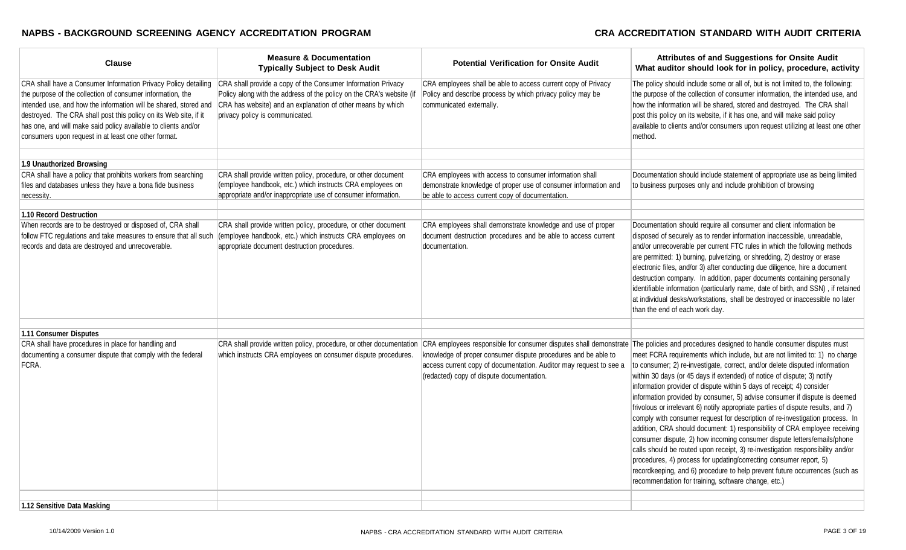| Clause | Measure & Documentation Typically Subject to Desk Audit | Potential Verification for Onsite Audit | Attributes of and Suggestions for Onsite Audit What auditor should look for in policy, procedure, activity |
|---|---|---|---|
| CRA shall have a Consumer Information Privacy Policy detailing the purpose of the collection of consumer information, the intended use, and how the information will be shared, stored and destroyed. The CRA shall post this policy on its Web site, if it has one, and will make said policy available to clients and/or consumers upon request in at least one other format. | CRA shall provide a copy of the Consumer Information Privacy Policy along with the address of the policy on the CRA's website (if CRA has website) and an explanation of other means by which privacy policy is communicated. | CRA employees shall be able to access current copy of Privacy Policy and describe process by which privacy policy may be communicated externally. | The policy should include some or all of, but is not limited to, the following: the purpose of the collection of consumer information, the intended use, and how the information will be shared, stored and destroyed. The CRA shall post this policy on its website, if it has one, and will make said policy available to clients and/or consumers upon request utilizing at least one other method. |
| | | | |
| **1.9 Unauthorized Browsing** | | | |
| CRA shall have a policy that prohibits workers from searching files and databases unless they have a bona fide business necessity. | CRA shall provide written policy, procedure, or other document (employee handbook, etc.) which instructs CRA employees on appropriate and/or inappropriate use of consumer information. | CRA employees with access to consumer information shall demonstrate knowledge of proper use of consumer information and be able to access current copy of documentation. | Documentation should include statement of appropriate use as being limited to business purposes only and include prohibition of browsing |
| | | | |
| **1.10 Record Destruction** | | | |
| When records are to be destroyed or disposed of, CRA shall follow FTC regulations and take measures to ensure that all such records and data are destroyed and unrecoverable. | CRA shall provide written policy, procedure, or other document (employee handbook, etc.) which instructs CRA employees on appropriate document destruction procedures. | CRA employees shall demonstrate knowledge and use of proper document destruction procedures and be able to access current documentation. | Documentation should require all consumer and client information be disposed of securely as to render information inaccessible, unreadable, and/or unrecoverable per current FTC rules in which the following methods are permitted: 1) burning, pulverizing, or shredding, 2) destroy or erase electronic files, and/or 3) after conducting due diligence, hire a document destruction company. In addition, paper documents containing personally identifiable information (particularly name, date of birth, and SSN) , if retained at individual desks/workstations, shall be destroyed or inaccessible no later than the end of each work day. |
| | | | |
| **1.11 Consumer Disputes** | | | |
| CRA shall have procedures in place for handling and documenting a consumer dispute that comply with the federal FCRA. | CRA shall provide written policy, procedure, or other documentation which instructs CRA employees on consumer dispute procedures. | CRA employees responsible for consumer disputes shall demonstrate knowledge of proper consumer dispute procedures and be able to access current copy of documentation. Auditor may request to see a (redacted) copy of dispute documentation. | The policies and procedures designed to handle consumer disputes must meet FCRA requirements which include, but are not limited to: 1) no charge to consumer; 2) re-investigate, correct, and/or delete disputed information within 30 days (or 45 days if extended) of notice of dispute; 3) notify information provider of dispute within 5 days of receipt; 4) consider information provided by consumer, 5) advise consumer if dispute is deemed frivolous or irrelevant 6) notify appropriate parties of dispute results, and 7) comply with consumer request for description of re-investigation process. In addition, CRA should document: 1) responsibility of CRA employee receiving consumer dispute, 2) how incoming consumer dispute letters/emails/phone calls should be routed upon receipt, 3) re-investigation responsibility and/or procedures, 4) process for updating/correcting consumer report, 5) recordkeeping, and 6) procedure to help prevent future occurrences (such as recommendation for training, software change, etc.) |
| | | | |
| **1.12 Sensitive Data Masking** | | | |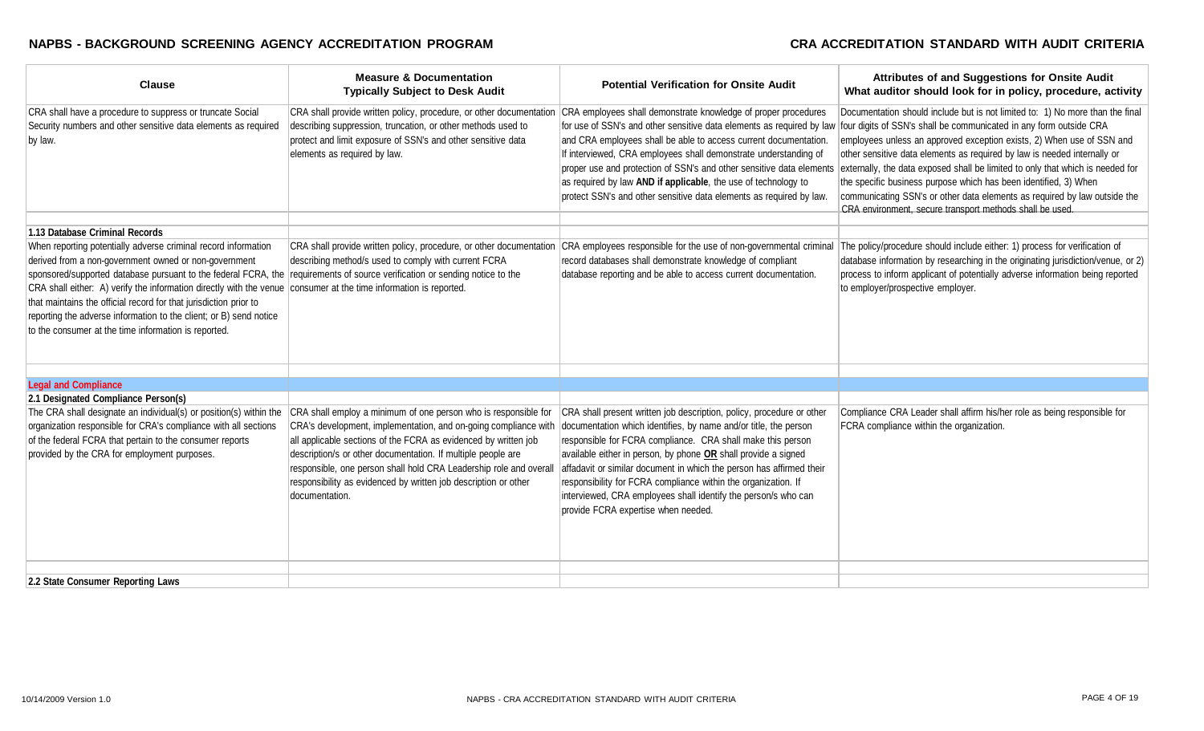| Clause | Measure & Documentation Typically Subject to Desk Audit | Potential Verification for Onsite Audit | Attributes of and Suggestions for Onsite Audit What auditor should look for in policy, procedure, activity |
|---|---|---|---|
| CRA shall have a procedure to suppress or truncate Social Security numbers and other sensitive data elements as required by law. | CRA shall provide written policy, procedure, or other documentation describing suppression, truncation, or other methods used to protect and limit exposure of SSN's and other sensitive data elements as required by law. | CRA employees shall demonstrate knowledge of proper procedures for use of SSN's and other sensitive data elements as required by law and CRA employees shall be able to access current documentation. If interviewed, CRA employees shall demonstrate understanding of proper use and protection of SSN's and other sensitive data elements as required by law **AND if applicable**, the use of technology to protect SSN's and other sensitive data elements as required by law. | Documentation should include but is not limited to: 1) No more than the final four digits of SSN's shall be communicated in any form outside CRA employees unless an approved exception exists, 2) When use of SSN and other sensitive data elements as required by law is needed internally or externally, the data exposed shall be limited to only that which is needed for the specific business purpose which has been identified, 3) When communicating SSN's or other data elements as required by law outside the CRA environment, secure transport methods shall be used. |
| | | | |
| **1.13 Database Criminal Records** | | | |
| When reporting potentially adverse criminal record information derived from a non-government owned or non-government sponsored/supported database pursuant to the federal FCRA, the CRA shall either: A) verify the information directly with the venue that maintains the official record for that jurisdiction prior to reporting the adverse information to the client; or B) send notice to the consumer at the time information is reported. | CRA shall provide written policy, procedure, or other documentation describing method/s used to comply with current FCRA requirements of source verification or sending notice to the consumer at the time information is reported. | CRA employees responsible for the use of non-governmental criminal record databases shall demonstrate knowledge of compliant database reporting and be able to access current documentation. | The policy/procedure should include either: 1) process for verification of database information by researching in the originating jurisdiction/venue, or 2) process to inform applicant of potentially adverse information being reported to employer/prospective employer. |
| | | | |
| **Legal and Compliance** | | | |
| **2.1 Designated Compliance Person(s)** | | | |
| The CRA shall designate an individual(s) or position(s) within the organization responsible for CRA's compliance with all sections of the federal FCRA that pertain to the consumer reports provided by the CRA for employment purposes. | CRA shall employ a minimum of one person who is responsible for CRA's development, implementation, and on-going compliance with all applicable sections of the FCRA as evidenced by written job description/s or other documentation. If multiple people are responsible, one person shall hold CRA Leadership role and overall responsibility as evidenced by written job description or other documentation. | CRA shall present written job description, policy, procedure or other documentation which identifies, by name and/or title, the person responsible for FCRA compliance. CRA shall make this person available either in person, by phone **OR** shall provide a signed affadavit or similar document in which the person has affirmed their responsibility for FCRA compliance within the organization. If interviewed, CRA employees shall identify the person/s who can provide FCRA expertise when needed. | Compliance CRA Leader shall affirm his/her role as being responsible for FCRA compliance within the organization. |
| | | | |
| **2.2 State Consumer Reporting Laws** | | | |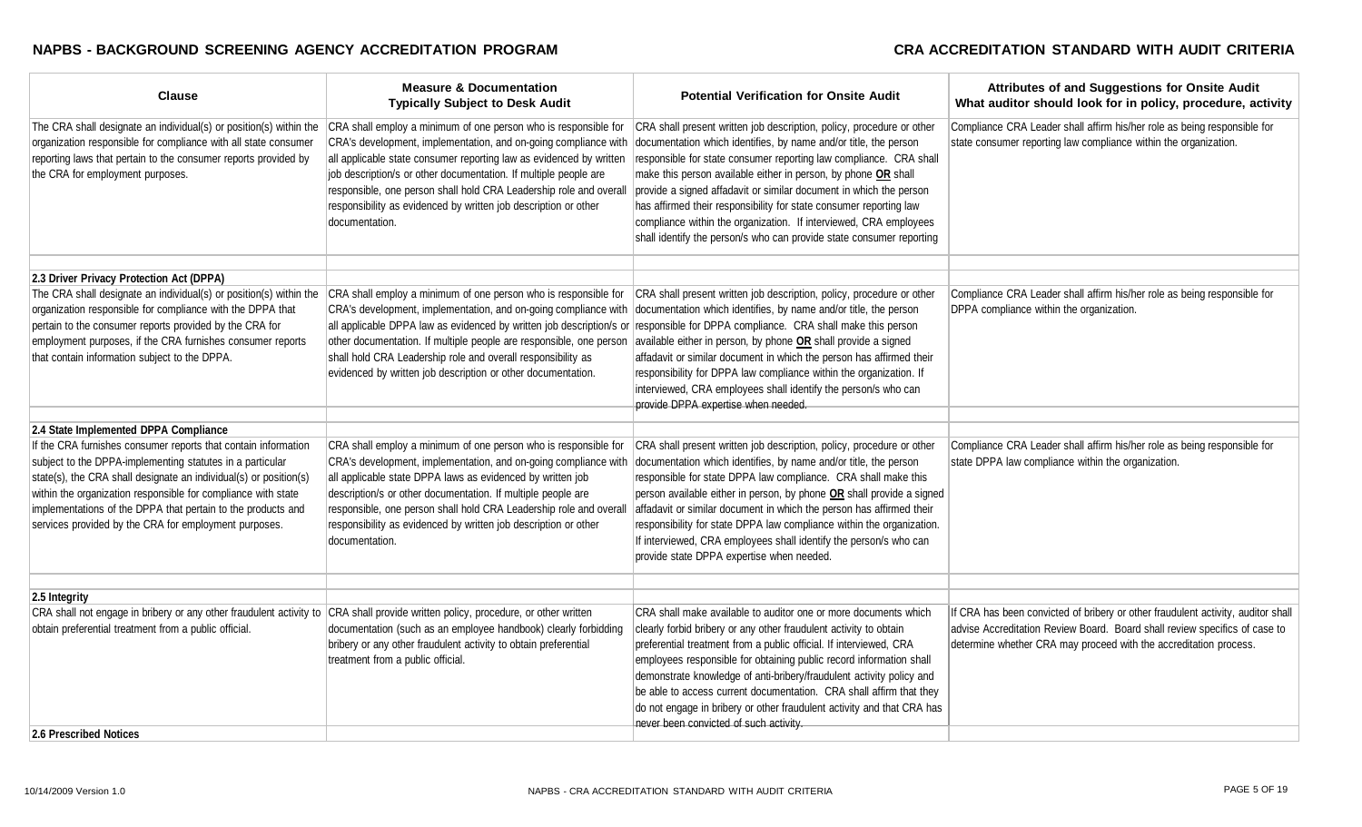| Clause | Measure & Documentation Typically Subject to Desk Audit | Potential Verification for Onsite Audit | Attributes of and Suggestions for Onsite Audit What auditor should look for in policy, procedure, activity |
|---|---|---|---|
| The CRA shall designate an individual(s) or position(s) within the organization responsible for compliance with all state consumer reporting laws that pertain to the consumer reports provided by the CRA for employment purposes. | CRA shall employ a minimum of one person who is responsible for CRA's development, implementation, and on-going compliance with all applicable state consumer reporting law as evidenced by written job description/s or other documentation. If multiple people are responsible, one person shall hold CRA Leadership role and overall responsibility as evidenced by written job description or other documentation. | CRA shall present written job description, policy, procedure or other documentation which identifies, by name and/or title, the person responsible for state consumer reporting law compliance. CRA shall make this person available either in person, by phone **OR** shall provide a signed affadavit or similar document in which the person has affirmed their responsibility for state consumer reporting law compliance within the organization. If interviewed, CRA employees shall identify the person/s who can provide state consumer reporting | Compliance CRA Leader shall affirm his/her role as being responsible for state consumer reporting law compliance within the organization. |
| | | | |
| **2.3 Driver Privacy Protection Act (DPPA)** | | | |
| The CRA shall designate an individual(s) or position(s) within the organization responsible for compliance with the DPPA that pertain to the consumer reports provided by the CRA for employment purposes, if the CRA furnishes consumer reports that contain information subject to the DPPA. | CRA shall employ a minimum of one person who is responsible for CRA's development, implementation, and on-going compliance with all applicable DPPA law as evidenced by written job description/s or other documentation. If multiple people are responsible, one person shall hold CRA Leadership role and overall responsibility as evidenced by written job description or other documentation. | CRA shall present written job description, policy, procedure or other documentation which identifies, by name and/or title, the person responsible for DPPA compliance. CRA shall make this person available either in person, by phone **OR** shall provide a signed affadavit or similar document in which the person has affirmed their responsibility for DPPA law compliance within the organization. If interviewed, CRA employees shall identify the person/s who can provide DPPA expertise when needed. | Compliance CRA Leader shall affirm his/her role as being responsible for DPPA compliance within the organization. |
| | | | |
| **2.4 State Implemented DPPA Compliance** | | | |
| If the CRA furnishes consumer reports that contain information subject to the DPPA-implementing statutes in a particular state(s), the CRA shall designate an individual(s) or position(s) within the organization responsible for compliance with state implementations of the DPPA that pertain to the products and services provided by the CRA for employment purposes. | CRA shall employ a minimum of one person who is responsible for CRA's development, implementation, and on-going compliance with all applicable state DPPA laws as evidenced by written job description/s or other documentation. If multiple people are responsible, one person shall hold CRA Leadership role and overall responsibility as evidenced by written job description or other documentation. | CRA shall present written job description, policy, procedure or other documentation which identifies, by name and/or title, the person responsible for state DPPA law compliance. CRA shall make this person available either in person, by phone **OR** shall provide a signed affadavit or similar document in which the person has affirmed their responsibility for state DPPA law compliance within the organization. If interviewed, CRA employees shall identify the person/s who can provide state DPPA expertise when needed. | Compliance CRA Leader shall affirm his/her role as being responsible for state DPPA law compliance within the organization. |
| | | | |
| **2.5 Integrity** | | | |
| CRA shall not engage in bribery or any other fraudulent activity to obtain preferential treatment from a public official. | CRA shall provide written policy, procedure, or other written documentation (such as an employee handbook) clearly forbidding bribery or any other fraudulent activity to obtain preferential treatment from a public official. | CRA shall make available to auditor one or more documents which clearly forbid bribery or any other fraudulent activity to obtain preferential treatment from a public official. If interviewed, CRA employees responsible for obtaining public record information shall demonstrate knowledge of anti-bribery/fraudulent activity policy and be able to access current documentation. CRA shall affirm that they do not engage in bribery or other fraudulent activity and that CRA has never been convicted of such activity. | If CRA has been convicted of bribery or other fraudulent activity, auditor shall advise Accreditation Review Board. Board shall review specifics of case to determine whether CRA may proceed with the accreditation process. |
| **2.6 Prescribed Notices** | | | |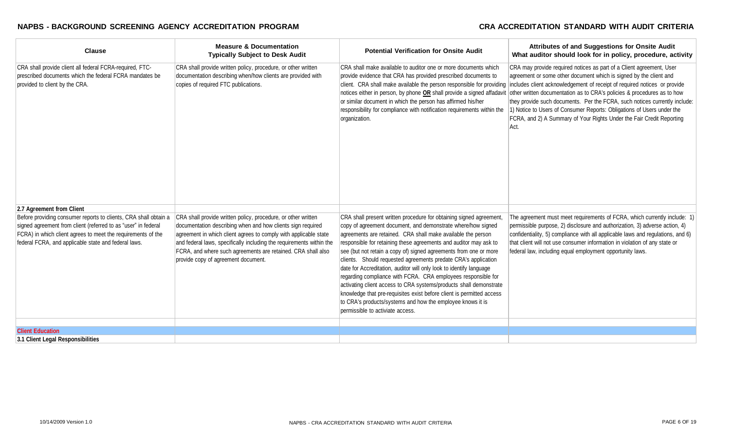| Clause | Measure & Documentation Typically Subject to Desk Audit | Potential Verification for Onsite Audit | Attributes of and Suggestions for Onsite Audit What auditor should look for in policy, procedure, activity |
|---|---|---|---|
| CRA shall provide client all federal FCRA-required, FTC-prescribed documents which the federal FCRA mandates be provided to client by the CRA. | CRA shall provide written policy, procedure, or other written documentation describing when/how clients are provided with copies of required FTC publications. | CRA shall make available to auditor one or more documents which provide evidence that CRA has provided prescribed documents to client. CRA shall make available the person responsible for providing notices either in person, by phone **OR** shall provide a signed affadavit or similar document in which the person has affirmed his/her responsibility for compliance with notification requirements within the organization. | CRA may provide required notices as part of a Client agreement, User agreement or some other document which is signed by the client and includes client acknowledgement of receipt of required notices or provide other written documentation as to CRA's policies & procedures as to how they provide such documents. Per the FCRA, such notices currently include: 1) Notice to Users of Consumer Reports: Obligations of Users under the FCRA, and 2) A Summary of Your Rights Under the Fair Credit Reporting Act. |
| **2.7 Agreement from Client** | | | |
| Before providing consumer reports to clients, CRA shall obtain a signed agreement from client (referred to as "user" in federal FCRA) in which client agrees to meet the requirements of the federal FCRA, and applicable state and federal laws. | CRA shall provide written policy, procedure, or other written documentation describing when and how clients sign required agreement in which client agrees to comply with applicable state and federal laws, specifically including the requirements within the FCRA, and where such agreements are retained. CRA shall also provide copy of agreement document. | CRA shall present written procedure for obtaining signed agreement, copy of agreement document, and demonstrate where/how signed agreements are retained. CRA shall make available the person responsible for retaining these agreements and auditor may ask to see (but not retain a copy of) signed agreements from one or more clients. Should requested agreements predate CRA's application date for Accreditation, auditor will only look to identify language regarding compliance with FCRA. CRA employees responsible for activating client access to CRA systems/products shall demonstrate knowledge that pre-requisites exist before client is permitted access to CRA's products/systems and how the employee knows it is permissible to activate access. | The agreement must meet requirements of FCRA, which currently include: 1) permissible purpose, 2) disclosure and authorization, 3) adverse action, 4) confidentiality, 5) compliance with all applicable laws and regulations, and 6) that client will not use consumer information in violation of any state or federal law, including equal employment opportunity laws. |
| **Client Education** | | | |
| **3.1 Client Legal Responsibilities** | | | |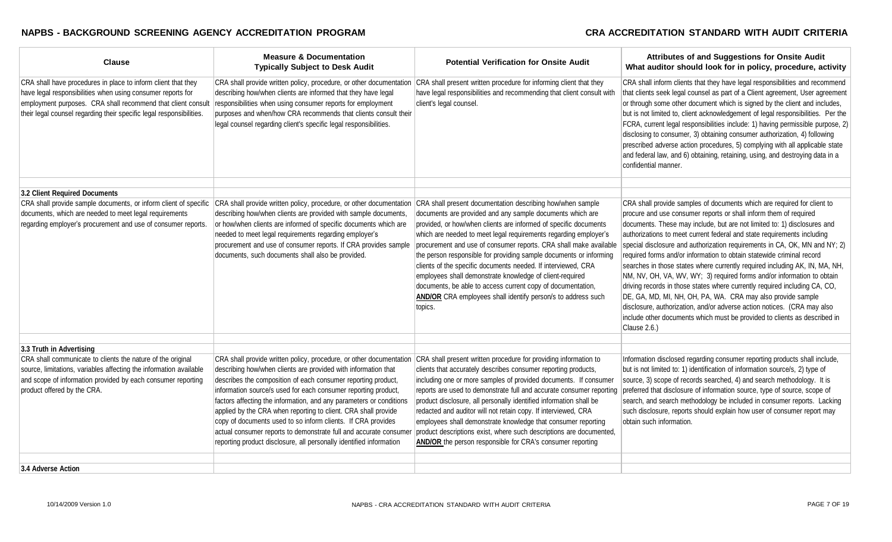| Clause | Measure & Documentation Typically Subject to Desk Audit | Potential Verification for Onsite Audit | Attributes of and Suggestions for Onsite Audit What auditor should look for in policy, procedure, activity |
|---|---|---|---|
| CRA shall have procedures in place to inform client that they have legal responsibilities when using consumer reports for employment purposes. CRA shall recommend that client consult their legal counsel regarding their specific legal responsibilities. | CRA shall provide written policy, procedure, or other documentation describing how/when clients are informed that they have legal responsibilities when using consumer reports for employment purposes and when/how CRA recommends that clients consult their legal counsel regarding client's specific legal responsibilities. | CRA shall present written procedure for informing client that they have legal responsibilities and recommending that client consult with client's legal counsel. | CRA shall inform clients that they have legal responsibilities and recommend that clients seek legal counsel as part of a Client agreement, User agreement or through some other document which is signed by the client and includes, but is not limited to, client acknowledgement of legal responsibilities. Per the FCRA, current legal responsibilities include: 1) having permissible purpose, 2) disclosing to consumer, 3) obtaining consumer authorization, 4) following prescribed adverse action procedures, 5) complying with all applicable state and federal law, and 6) obtaining, retaining, using, and destroying data in a confidential manner. |
| | | | |
| **3.2 Client Required Documents** | | | |
| CRA shall provide sample documents, or inform client of specific documents, which are needed to meet legal requirements regarding employer's procurement and use of consumer reports. | CRA shall provide written policy, procedure, or other documentation describing how/when clients are provided with sample documents, or how/when clients are informed of specific documents which are needed to meet legal requirements regarding employer's procurement and use of consumer reports. If CRA provides sample documents, such documents shall also be provided. | CRA shall present documentation describing how/when sample documents are provided and any sample documents which are provided, or how/when clients are informed of specific documents which are needed to meet legal requirements regarding employer's procurement and use of consumer reports. CRA shall make available the person responsible for providing sample documents or informing clients of the specific documents needed. If interviewed, CRA employees shall demonstrate knowledge of client-required documents, be able to access current copy of documentation, **AND/OR** CRA employees shall identify person/s to address such topics. | CRA shall provide samples of documents which are required for client to procure and use consumer reports or shall inform them of required documents. These may include, but are not limited to: 1) disclosures and authorizations to meet current federal and state requirements including special disclosure and authorization requirements in CA, OK, MN and NY; 2) required forms and/or information to obtain statewide criminal record searches in those states where currently required including AK, IN, MA, NH, NM, NV, OH, VA, WV, WY; 3) required forms and/or information to obtain driving records in those states where currently required including CA, CO, DE, GA, MD, MI, NH, OH, PA, WA. CRA may also provide sample disclosure, authorization, and/or adverse action notices. (CRA may also include other documents which must be provided to clients as described in Clause 2.6.) |
| | | | |
| **3.3 Truth in Advertising** | | | |
| CRA shall communicate to clients the nature of the original source, limitations, variables affecting the information available and scope of information provided by each consumer reporting product offered by the CRA. | CRA shall provide written policy, procedure, or other documentation describing how/when clients are provided with information that describes the composition of each consumer reporting product, information source/s used for each consumer reporting product, factors affecting the information, and any parameters or conditions applied by the CRA when reporting to client. CRA shall provide copy of documents used to so inform clients. If CRA provides actual consumer reports to demonstrate full and accurate consumer reporting product disclosure, all personally identified information | CRA shall present written procedure for providing information to clients that accurately describes consumer reporting products, including one or more samples of provided documents. If consumer reports are used to demonstrate full and accurate consumer reporting product disclosure, all personally identified information shall be redacted and auditor will not retain copy. If interviewed, CRA employees shall demonstrate knowledge that consumer reporting product descriptions exist, where such descriptions are documented, **AND/OR** the person responsible for CRA's consumer reporting | Information disclosed regarding consumer reporting products shall include, but is not limited to: 1) identification of information source/s, 2) type of source, 3) scope of records searched, 4) and search methodology. It is preferred that disclosure of information source, type of source, scope of search, and search methodology be included in consumer reports. Lacking such disclosure, reports should explain how user of consumer report may obtain such information. |
| | | | |
| **3.4 Adverse Action** | | | |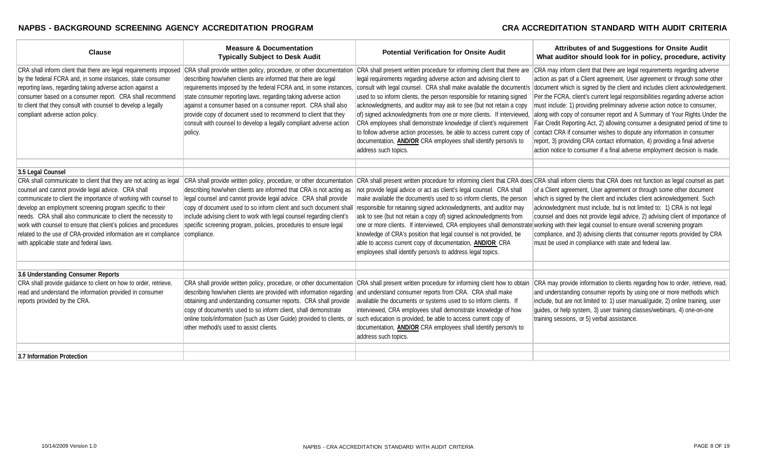| Clause | Measure & Documentation Typically Subject to Desk Audit | Potential Verification for Onsite Audit | Attributes of and Suggestions for Onsite Audit What auditor should look for in policy, procedure, activity |
|---|---|---|---|
| CRA shall inform client that there are legal requirements imposed by the federal FCRA and, in some instances, state consumer reporting laws, regarding taking adverse action against a consumer based on a consumer report. CRA shall recommend to client that they consult with counsel to develop a legally compliant adverse action policy. | CRA shall provide written policy, procedure, or other documentation describing how/when clients are informed that there are legal requirements imposed by the federal FCRA and, in some instances, state consumer reporting laws, regarding taking adverse action against a consumer based on a consumer report. CRA shall also provide copy of document used to recommend to client that they consult with counsel to develop a legally compliant adverse action policy. | CRA shall present written procedure for informing client that there are legal requirements regarding adverse action and advising client to consult with legal counsel. CRA shall make available the document/s used to so inform clients, the person responsible for retaining signed acknowledgments, and auditor may ask to see (but not retain a copy of) signed acknowledgments from one or more clients. If interviewed, CRA employees shall demonstrate knowledge of client's requirement to follow adverse action processes, be able to access current copy of documentation, **AND/OR** CRA employees shall identify person/s to address such topics. | CRA may inform client that there are legal requirements regarding adverse action as part of a Client agreement, User agreement or through some other document which is signed by the client and includes client acknowledgement. Per the FCRA, client's current legal responsibilities regarding adverse action must include: 1) providing preliminary adverse action notice to consumer, along with copy of consumer report and A Summary of Your Rights Under the Fair Credit Reporting Act, 2) allowing consumer a designated period of time to contact CRA if consumer wishes to dispute any information in consumer report, 3) providing CRA contact information, 4) providing a final adverse action notice to consumer if a final adverse employment decision is made. |
| | | | |
| **3.5 Legal Counsel** | | | |
| CRA shall communicate to client that they are not acting as legal counsel and cannot provide legal advice. CRA shall communicate to client the importance of working with counsel to develop an employment screening program specific to their needs. CRA shall also communicate to client the necessity to work with counsel to ensure that client's policies and procedures related to the use of CRA-provided information are in compliance with applicable state and federal laws. | CRA shall provide written policy, procedure, or other documentation describing how/when clients are informed that CRA is not acting as legal counsel and cannot provide legal advice. CRA shall provide copy of document used to so inform client and such document shall include advising client to work with legal counsel regarding client's specific screening program, policies, procedures to ensure legal compliance. | CRA shall present written procedure for informing client that CRA does not provide legal advice or act as client's legal counsel. CRA shall make available the document/s used to so inform clients, the person responsible for retaining signed acknowledgments, and auditor may ask to see (but not retain a copy of) signed acknowledgments from one or more clients. If interviewed, CRA employees shall demonstrate knowledge of CRA's position that legal counsel is not provided, be able to access current copy of documentation, **AND/OR** CRA employees shall identify person/s to address legal topics. | CRA shall inform clients that CRA does not function as legal counsel as part of a Client agreement, User agreement or through some other document which is signed by the client and includes client acknowledgement. Such acknowledgment must include, but is not limited to: 1) CRA is not legal counsel and does not provide legal advice, 2) advising client of importance of working with their legal counsel to ensure overall screening program compliance, and 3) advising clients that consumer reports provided by CRA must be used in compliance with state and federal law. |
| | | | |
| **3.6 Understanding Consumer Reports** | | | |
| CRA shall provide guidance to client on how to order, retrieve, read and understand the information provided in consumer reports provided by the CRA. | CRA shall provide written policy, procedure, or other documentation describing how/when clients are provided with information regarding obtaining and understanding consumer reports. CRA shall provide copy of document/s used to so inform client, shall demonstrate online tools/information (such as User Guide) provided to clients, or other method/s used to assist clients. | CRA shall present written procedure for informing client how to obtain and understand consumer reports from CRA. CRA shall make available the documents or systems used to so inform clients. If interviewed, CRA employees shall demonstrate knowledge of how such education is provided, be able to access current copy of documentation, **AND/OR** CRA employees shall identify person/s to address such topics. | CRA may provide information to clients regarding how to order, retrieve, read, and understanding consumer reports by using one or more methods which include, but are not limited to: 1) user manual/guide, 2) online training, user guides, or help system, 3) user training classes/webinars, 4) one-on-one training sessions, or 5) verbal assistance. |
| | | | |
| **3.7 Information Protection** | | | |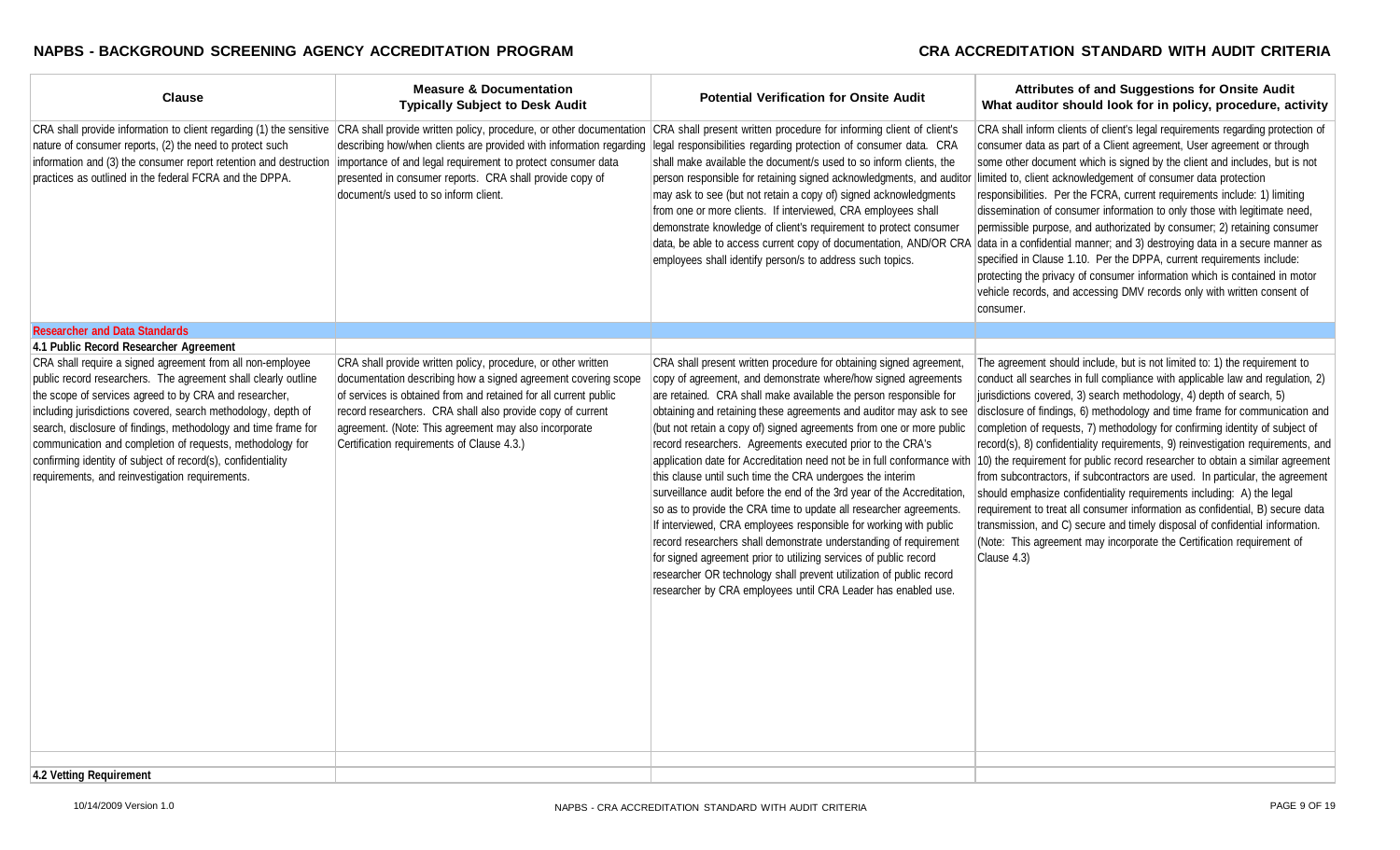| Clause | Measure & Documentation Typically Subject to Desk Audit | Potential Verification for Onsite Audit | Attributes of and Suggestions for Onsite Audit What auditor should look for in policy, procedure, activity |
|---|---|---|---|
| CRA shall provide information to client regarding (1) the sensitive nature of consumer reports, (2) the need to protect such information and (3) the consumer report retention and destruction practices as outlined in the federal FCRA and the DPPA. | CRA shall provide written policy, procedure, or other documentation describing how/when clients are provided with information regarding importance of and legal requirement to protect consumer data presented in consumer reports. CRA shall provide copy of document/s used to so inform client. | CRA shall present written procedure for informing client of client's legal responsibilities regarding protection of consumer data. CRA shall make available the document/s used to so inform clients, the person responsible for retaining signed acknowledgments, and auditor may ask to see (but not retain a copy of) signed acknowledgments from one or more clients. If interviewed, CRA employees shall demonstrate knowledge of client's requirement to protect consumer data, be able to access current copy of documentation, AND/OR CRA employees shall identify person/s to address such topics. | CRA shall inform clients of client's legal requirements regarding protection of consumer data as part of a Client agreement, User agreement or through some other document which is signed by the client and includes, but is not limited to, client acknowledgement of consumer data protection responsibilities. Per the FCRA, current requirements include: 1) limiting dissemination of consumer information to only those with legitimate need, permissible purpose, and authorizated by consumer; 2) retaining consumer data in a confidential manner; and 3) destroying data in a secure manner as specified in Clause 1.10. Per the DPPA, current requirements include: protecting the privacy of consumer information which is contained in motor vehicle records, and accessing DMV records only with written consent of consumer. |
| **Researcher and Data Standards** | | | |
| **4.1 Public Record Researcher Agreement** | | | |
| CRA shall require a signed agreement from all non-employee public record researchers. The agreement shall clearly outline the scope of services agreed to by CRA and researcher, including jurisdictions covered, search methodology, depth of search, disclosure of findings, methodology and time frame for communication and completion of requests, methodology for confirming identity of subject of record(s), confidentiality requirements, and reinvestigation requirements. | CRA shall provide written policy, procedure, or other written documentation describing how a signed agreement covering scope of services is obtained from and retained for all current public record researchers. CRA shall also provide copy of current agreement. (Note: This agreement may also incorporate Certification requirements of Clause 4.3.) | CRA shall present written procedure for obtaining signed agreement, copy of agreement, and demonstrate where/how signed agreements are retained. CRA shall make available the person responsible for obtaining and retaining these agreements and auditor may ask to see (but not retain a copy of) signed agreements from one or more public record researchers. Agreements executed prior to the CRA's application date for Accreditation need not be in full conformance with this clause until such time the CRA undergoes the interim surveillance audit before the end of the 3rd year of the Accreditation, so as to provide the CRA time to update all researcher agreements. If interviewed, CRA employees responsible for working with public record researchers shall demonstrate understanding of requirement for signed agreement prior to utilizing services of public record researcher OR technology shall prevent utilization of public record researcher by CRA employees until CRA Leader has enabled use. | The agreement should include, but is not limited to: 1) the requirement to conduct all searches in full compliance with applicable law and regulation, 2) jurisdictions covered, 3) search methodology, 4) depth of search, 5) disclosure of findings, 6) methodology and time frame for communication and completion of requests, 7) methodology for confirming identity of subject of record(s), 8) confidentiality requirements, 9) reinvestigation requirements, and 10) the requirement for public record researcher to obtain a similar agreement from subcontractors, if subcontractors are used. In particular, the agreement should emphasize confidentiality requirements including: A) the legal requirement to treat all consumer information as confidential, B) secure data transmission, and C) secure and timely disposal of confidential information. (Note: This agreement may incorporate the Certification requirement of Clause 4.3) |
| **4.2 Vetting Requirement** | | | |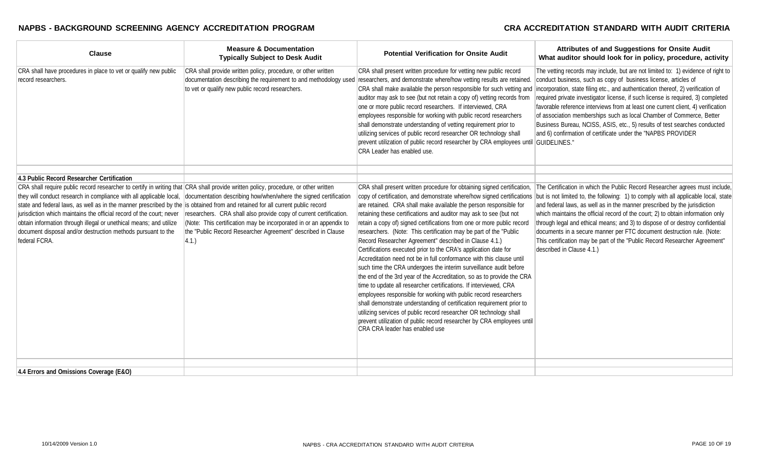| Clause | Measure & Documentation Typically Subject to Desk Audit | Potential Verification for Onsite Audit | Attributes of and Suggestions for Onsite Audit What auditor should look for in policy, procedure, activity |
|---|---|---|---|
| CRA shall have procedures in place to vet or qualify new public record researchers. | CRA shall provide written policy, procedure, or other written documentation describing the requirement to and methodology used to vet or qualify new public record researchers. | CRA shall present written procedure for vetting new public record researchers, and demonstrate where/how vetting results are retained. CRA shall make available the person responsible for such vetting and auditor may ask to see (but not retain a copy of) vetting records from one or more public record researchers. If interviewed, CRA employees responsible for working with public record researchers shall demonstrate understanding of vetting requirement prior to utilizing services of public record researcher OR technology shall prevent utilization of public record researcher by CRA employees until CRA Leader has enabled use. | The vetting records may include, but are not limited to: 1) evidence of right to conduct business, such as copy of business license, articles of incorporation, state filing etc., and authentication thereof, 2) verification of required private investigator license, if such license is required, 3) completed favorable reference interviews from at least one current client, 4) verification of association memberships such as local Chamber of Commerce, Better Business Bureau, NCISS, ASIS, etc., 5) results of test searches conducted and 6) confirmation of certificate under the "NAPBS PROVIDER GUIDELINES." |
| | | | |
| **4.3 Public Record Researcher Certification** | | | |
| CRA shall require public record researcher to certify in writing that they will conduct research in compliance with all applicable local, state and federal laws, as well as in the manner prescribed by the jurisdiction which maintains the official record of the court; never obtain information through illegal or unethical means; and utilize document disposal and/or destruction methods pursuant to the federal FCRA. | CRA shall provide written policy, procedure, or other written documentation describing how/when/where the signed certification is obtained from and retained for all current public record researchers. CRA shall also provide copy of current certification. (Note: This certification may be incorporated in or an appendix to the "Public Record Researcher Agreement" described in Clause 4.1.) | CRA shall present written procedure for obtaining signed certification, copy of certification, and demonstrate where/how signed certifications are retained. CRA shall make available the person responsible for retaining these certifications and auditor may ask to see (but not retain a copy of) signed certifications from one or more public record researchers. (Note: This certification may be part of the "Public Record Researcher Agreement" described in Clause 4.1.) Certifications executed prior to the CRA's application date for Accreditation need not be in full conformance with this clause until such time the CRA undergoes the interim surveillance audit before the end of the 3rd year of the Accreditation, so as to provide the CRA time to update all researcher certifications. If interviewed, CRA employees responsible for working with public record researchers shall demonstrate understanding of certification requirement prior to utilizing services of public record researcher OR technology shall prevent utilization of public record researcher by CRA employees until CRA CRA leader has enabled use | The Certification in which the Public Record Researcher agrees must include, but is not limited to, the following: 1) to comply with all applicable local, state and federal laws, as well as in the manner prescribed by the jurisdiction which maintains the official record of the court; 2) to obtain information only through legal and ethical means; and 3) to dispose of or destroy confidential documents in a secure manner per FTC document destruction rule. (Note: This certification may be part of the "Public Record Researcher Agreement" described in Clause 4.1.) |
| | | | |
| **4.4 Errors and Omissions Coverage (E&O)** | | | |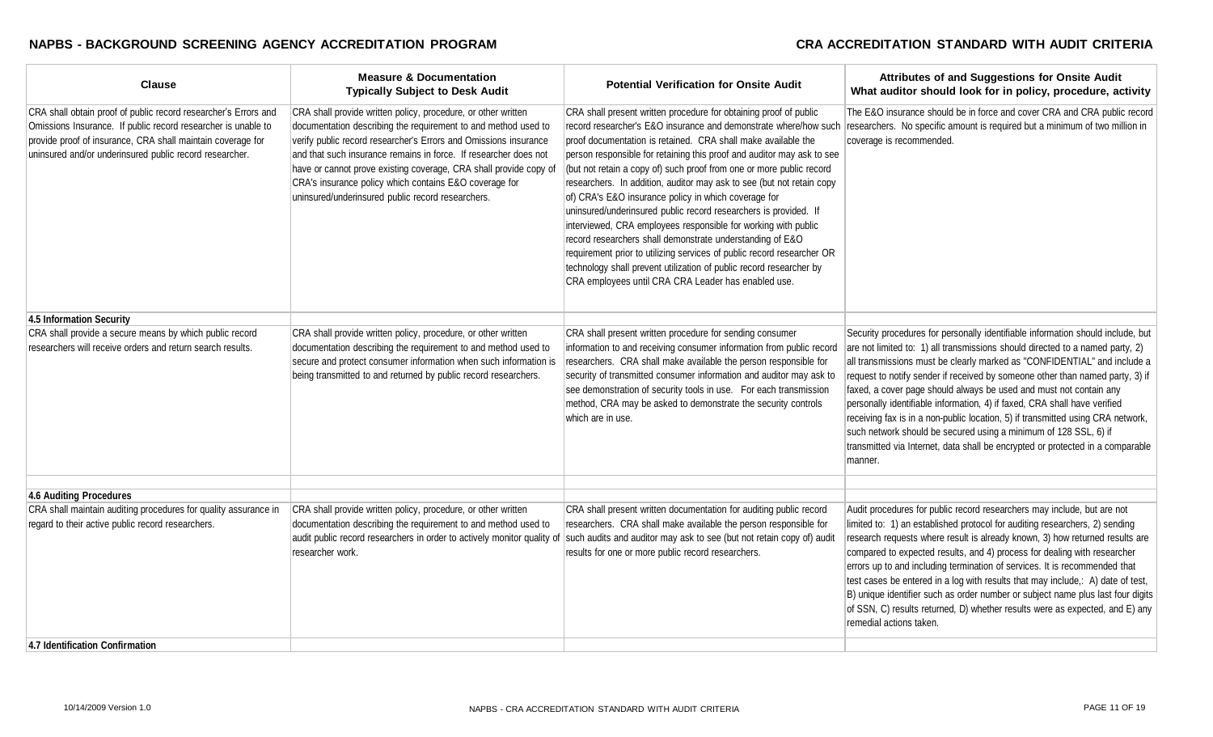| Clause | Measure & Documentation Typically Subject to Desk Audit | Potential Verification for Onsite Audit | Attributes of and Suggestions for Onsite Audit What auditor should look for in policy, procedure, activity |
|---|---|---|---|
| CRA shall obtain proof of public record researcher's Errors and Omissions Insurance. If public record researcher is unable to provide proof of insurance, CRA shall maintain coverage for uninsured and/or underinsured public record researcher. | CRA shall provide written policy, procedure, or other written documentation describing the requirement to and method used to verify public record researcher's Errors and Omissions insurance and that such insurance remains in force. If researcher does not have or cannot prove existing coverage, CRA shall provide copy of CRA's insurance policy which contains E&O coverage for uninsured/underinsured public record researchers. | CRA shall present written procedure for obtaining proof of public record researcher's E&O insurance and demonstrate where/how such proof documentation is retained. CRA shall make available the person responsible for retaining this proof and auditor may ask to see (but not retain a copy of) such proof from one or more public record researchers. In addition, auditor may ask to see (but not retain copy of) CRA's E&O insurance policy in which coverage for uninsured/underinsured public record researchers is provided. If interviewed, CRA employees responsible for working with public record researchers shall demonstrate understanding of E&O requirement prior to utilizing services of public record researcher OR technology shall prevent utilization of public record researcher by CRA employees until CRA CRA Leader has enabled use. | The E&O insurance should be in force and cover CRA and CRA public record researchers. No specific amount is required but a minimum of two million in coverage is recommended. |
| **4.5 Information Security** | | | |
| CRA shall provide a secure means by which public record researchers will receive orders and return search results. | CRA shall provide written policy, procedure, or other written documentation describing the requirement to and method used to secure and protect consumer information when such information is being transmitted to and returned by public record researchers. | CRA shall present written procedure for sending consumer information to and receiving consumer information from public record researchers. CRA shall make available the person responsible for security of transmitted consumer information and auditor may ask to see demonstration of security tools in use. For each transmission method, CRA may be asked to demonstrate the security controls which are in use. | Security procedures for personally identifiable information should include, but are not limited to: 1) all transmissions should directed to a named party, 2) all transmissions must be clearly marked as "CONFIDENTIAL" and include a request to notify sender if received by someone other than named party, 3) if faxed, a cover page should always be used and must not contain any personally identifiable information, 4) if faxed, CRA shall have verified receiving fax is in a non-public location, 5) if transmitted using CRA network, such network should be secured using a minimum of 128 SSL, 6) if transmitted via Internet, data shall be encrypted or protected in a comparable manner. |
| **4.6 Auditing Procedures** | | | |
| CRA shall maintain auditing procedures for quality assurance in regard to their active public record researchers. | CRA shall provide written policy, procedure, or other written documentation describing the requirement to and method used to audit public record researchers in order to actively monitor quality of researcher work. | CRA shall present written documentation for auditing public record researchers. CRA shall make available the person responsible for such audits and auditor may ask to see (but not retain copy of) audit results for one or more public record researchers. | Audit procedures for public record researchers may include, but are not limited to: 1) an established protocol for auditing researchers, 2) sending research requests where result is already known, 3) how returned results are compared to expected results, and 4) process for dealing with researcher errors up to and including termination of services. It is recommended that test cases be entered in a log with results that may include,: A) date of test, B) unique identifier such as order number or subject name plus last four digits of SSN, C) results returned, D) whether results were as expected, and E) any remedial actions taken. |
| **4.7 Identification Confirmation** | | | |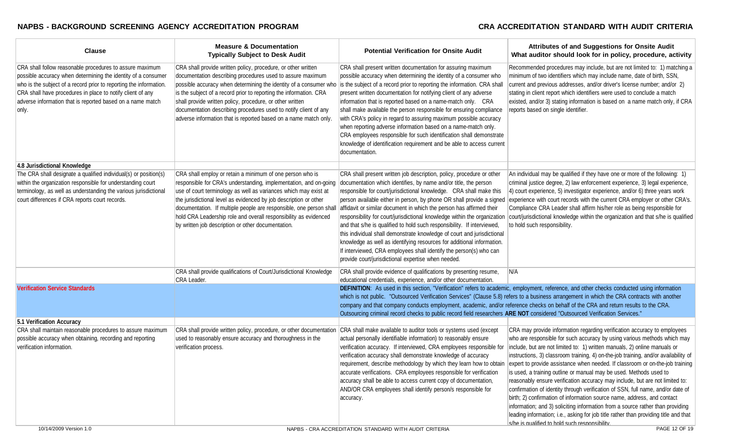| Clause | Measure & Documentation Typically Subject to Desk Audit | Potential Verification for Onsite Audit | Attributes of and Suggestions for Onsite Audit What auditor should look for in policy, procedure, activity |
|---|---|---|---|
| CRA shall follow reasonable procedures to assure maximum possible accuracy when determining the identity of a consumer who is the subject of a record prior to reporting the information. CRA shall have procedures in place to notify client of any adverse information that is reported based on a name match only. | CRA shall provide written policy, procedure, or other written documentation describing procedures used to assure maximum possible accuracy when determining the identity of a consumer who is the subject of a record prior to reporting the information. CRA shall provide written policy, procedure, or other written documentation describing procedures used to notify client of any adverse information that is reported based on a name match only. | CRA shall present written documentation for assuring maximum possible accuracy when determining the identity of a consumer who is the subject of a record prior to reporting the information. CRA shall present written documentation for notifying client of any adverse information that is reported based on a name-match only. CRA shall make available the person responsible for ensuring compliance with CRA's policy in regard to assuring maximum possible accuracy when reporting adverse information based on a name-match only. CRA employees responsible for such identification shall demonstrate knowledge of identification requirement and be able to access current documentation. | Recommended procedures may include, but are not limited to: 1) matching a minimum of two identifiers which may include name, date of birth, SSN, current and previous addresses, and/or driver's license number; and/or 2) stating in client report which identifiers were used to conclude a match existed, and/or 3) stating information is based on a name match only, if CRA reports based on single identifier. |
| **4.8 Jurisdictional Knowledge** | | | |
| The CRA shall designate a qualified individual(s) or position(s) within the organization responsible for understanding court terminology, as well as understanding the various jurisdictional court differences if CRA reports court records. | CRA shall employ or retain a minimum of one person who is responsible for CRA's understanding, implementation, and on-going use of court terminology as well as variances which may exist at the jurisdictional level as evidenced by job description or other documentation. If multiple people are responsible, one person shall hold CRA Leadership role and overall responsibility as evidenced by written job description or other documentation. | CRA shall present written job description, policy, procedure or other documentation which identifies, by name and/or title, the person responsible for court/jurisdictional knowledge. CRA shall make this person available either in person, by phone OR shall provide a signed affidavit or similar document in which the person has affirmed their responsibility for court/jurisdictional knowledge within the organization and that s/he is qualified to hold such responsibility. If interviewed, this individual shall demonstrate knowledge of court and jurisdictional knowledge as well as identifying resources for additional information. If interviewed, CRA employees shall identify the person(s) who can provide court/jurisdictional expertise when needed. | An individual may be qualified if they have one or more of the following: 1) criminal justice degree, 2) law enforcement experience, 3) legal experience, 4) court experience, 5) investigator experience, and/or 6) three years work experience with court records with the current CRA employer or other CRA's. Compliance CRA Leader shall affirm his/her role as being responsible for court/jurisdictional knowledge within the organization and that s/he is qualified to hold such responsibility. |
| | CRA shall provide qualifications of Court/Jurisdictional Knowledge CRA Leader. | CRA shall provide evidence of qualifications by presenting resume, educational credentials, experience, and/or other documentation. | N/A |
| **Verification Service Standards** | | **DEFINITION**: As used in this section, "Verification" refers to academic, employment, reference, and other checks conducted using information which is not public. "Outsourced Verification Services" (Clause 5.8) refers to a business arrangement in which the CRA contracts with another company and that company conducts employment, academic, and/or reference checks on behalf of the CRA and return results to the CRA. Outsourcing criminal record checks to public record field researchers **ARE NOT** considered "Outsourced Verification Services." | |
| **5.1 Verification Accuracy** | | | |
| CRA shall maintain reasonable procedures to assure maximum possible accuracy when obtaining, recording and reporting verification information. | CRA shall provide written policy, procedure, or other documentation used to reasonably ensure accuracy and thoroughness in the verification process. | CRA shall make available to auditor tools or systems used (except actual personally identifiable information) to reasonably ensure verification accuracy. If interviewed, CRA employees responsible for verification accuracy shall demonstrate knowledge of accuracy requirement, describe methodology by which they learn how to obtain accurate verifications. CRA employees responsible for verification accuracy shall be able to access current copy of documentation, AND/OR CRA employees shall identify person/s responsible for accuracy. | CRA may provide information regarding verification accuracy to employees who are responsible for such accuracy by using various methods which may include, but are not limited to: 1) written manuals, 2) online manuals or instructions, 3) classroom training, 4) on-the-job training, and/or availability of expert to provide assistance when needed. If classroom or on-the-job training is used, a training outline or manual may be used. Methods used to reasonably ensure verification accuracy may include, but are not limited to: confirmation of identity through verification of SSN, full name, and/or date of birth; 2) confirmation of information source name, address, and contact information; and 3) soliciting information from a source rather than providing leading information; i.e., asking for job title rather than providing title and that s/he is qualified to hold such responsibility. |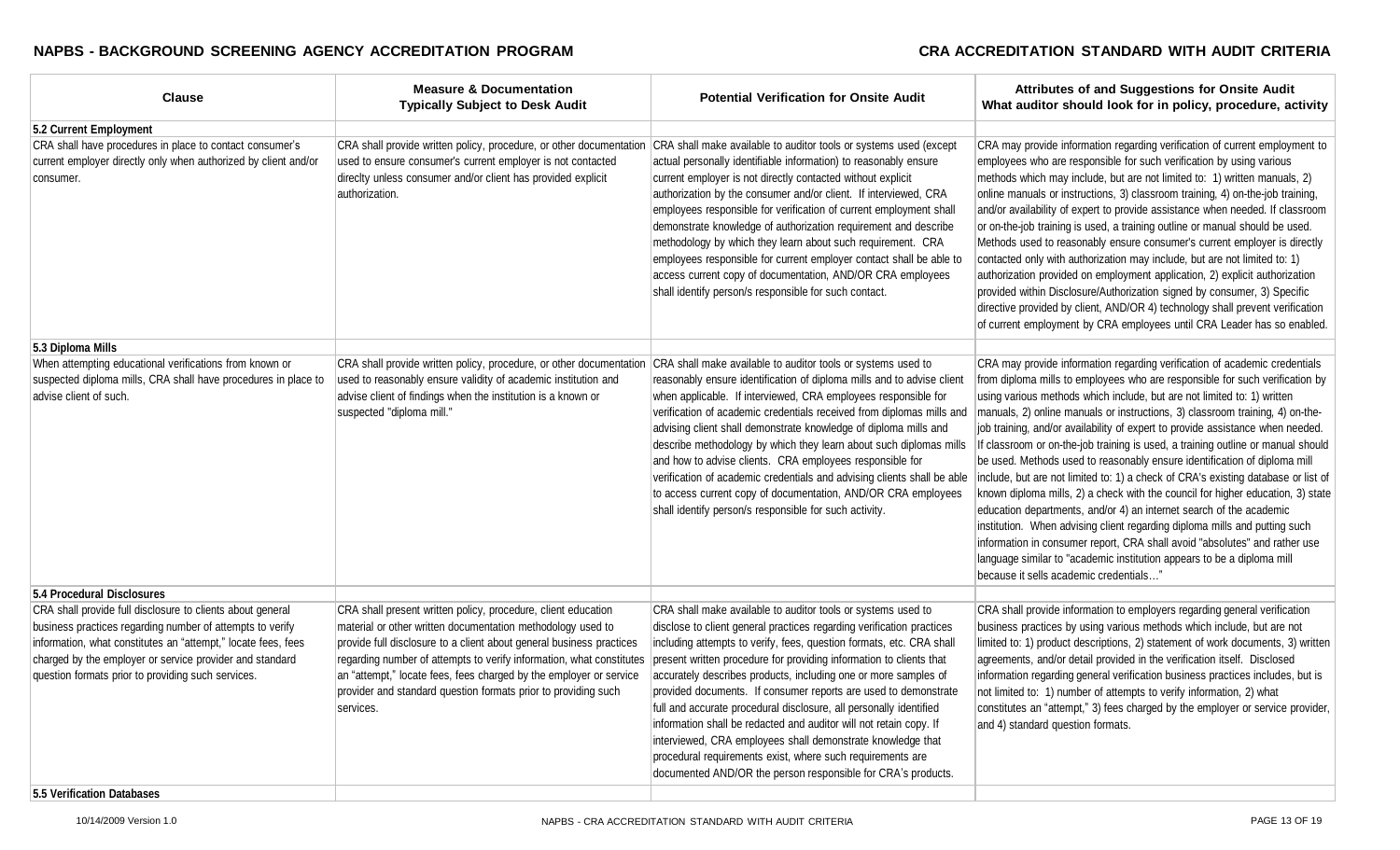| Clause | Measure & Documentation Typically Subject to Desk Audit | Potential Verification for Onsite Audit | Attributes of and Suggestions for Onsite Audit What auditor should look for in policy, procedure, activity |
|---|---|---|---|
| **5.2 Current Employment** | | | |
| CRA shall have procedures in place to contact consumer's current employer directly only when authorized by client and/or consumer. | CRA shall provide written policy, procedure, or other documentation used to ensure consumer's current employer is not contacted direclty unless consumer and/or client has provided explicit authorization. | CRA shall make available to auditor tools or systems used (except actual personally identifiable information) to reasonably ensure current employer is not directly contacted without explicit authorization by the consumer and/or client. If interviewed, CRA employees responsible for verification of current employment shall demonstrate knowledge of authorization requirement and describe methodology by which they learn about such requirement. CRA employees responsible for current employer contact shall be able to access current copy of documentation, AND/OR CRA employees shall identify person/s responsible for such contact. | CRA may provide information regarding verification of current employment to employees who are responsible for such verification by using various methods which may include, but are not limited to: 1) written manuals, 2) online manuals or instructions, 3) classroom training, 4) on-the-job training, and/or availability of expert to provide assistance when needed. If classroom or on-the-job training is used, a training outline or manual should be used. Methods used to reasonably ensure consumer's current employer is directly contacted only with authorization may include, but are not limited to: 1) authorization provided on employment application, 2) explicit authorization provided within Disclosure/Authorization signed by consumer, 3) Specific directive provided by client, AND/OR 4) technology shall prevent verification of current employment by CRA employees until CRA Leader has so enabled. |
| **5.3 Diploma Mills** | | | |
| When attempting educational verifications from known or suspected diploma mills, CRA shall have procedures in place to advise client of such. | CRA shall provide written policy, procedure, or other documentation used to reasonably ensure validity of academic institution and advise client of findings when the institution is a known or suspected "diploma mill." | CRA shall make available to auditor tools or systems used to reasonably ensure identification of diploma mills and to advise client when applicable. If interviewed, CRA employees responsible for verification of academic credentials received from diplomas mills and advising client shall demonstrate knowledge of diploma mills and describe methodology by which they learn about such diplomas mills and how to advise clients. CRA employees responsible for verification of academic credentials and advising clients shall be able to access current copy of documentation, AND/OR CRA employees shall identify person/s responsible for such activity. | CRA may provide information regarding verification of academic credentials from diploma mills to employees who are responsible for such verification by using various methods which include, but are not limited to: 1) written manuals, 2) online manuals or instructions, 3) classroom training, 4) on-the-job training, and/or availability of expert to provide assistance when needed. If classroom or on-the-job training is used, a training outline or manual should be used. Methods used to reasonably ensure identification of diploma mill include, but are not limited to: 1) a check of CRA's existing database or list of known diploma mills, 2) a check with the council for higher education, 3) state education departments, and/or 4) an internet search of the academic institution. When advising client regarding diploma mills and putting such information in consumer report, CRA shall avoid "absolutes" and rather use language similar to "academic institution appears to be a diploma mill because it sells academic credentials…" |
| **5.4 Procedural Disclosures** | | | |
| CRA shall provide full disclosure to clients about general business practices regarding number of attempts to verify information, what constitutes an "attempt," locate fees, fees charged by the employer or service provider and standard question formats prior to providing such services. | CRA shall present written policy, procedure, client education material or other written documentation methodology used to provide full disclosure to a client about general business practices regarding number of attempts to verify information, what constitutes an "attempt," locate fees, fees charged by the employer or service provider and standard question formats prior to providing such services. | CRA shall make available to auditor tools or systems used to disclose to client general practices regarding verification practices including attempts to verify, fees, question formats, etc. CRA shall present written procedure for providing information to clients that accurately describes products, including one or more samples of provided documents. If consumer reports are used to demonstrate full and accurate procedural disclosure, all personally identified information shall be redacted and auditor will not retain copy. If interviewed, CRA employees shall demonstrate knowledge that procedural requirements exist, where such requirements are documented AND/OR the person responsible for CRA's products. | CRA shall provide information to employers regarding general verification business practices by using various methods which include, but are not limited to: 1) product descriptions, 2) statement of work documents, 3) written agreements, and/or detail provided in the verification itself. Disclosed information regarding general verification business practices includes, but is not limited to: 1) number of attempts to verify information, 2) what constitutes an "attempt," 3) fees charged by the employer or service provider, and 4) standard question formats. |
| **5.5 Verification Databases** | | | |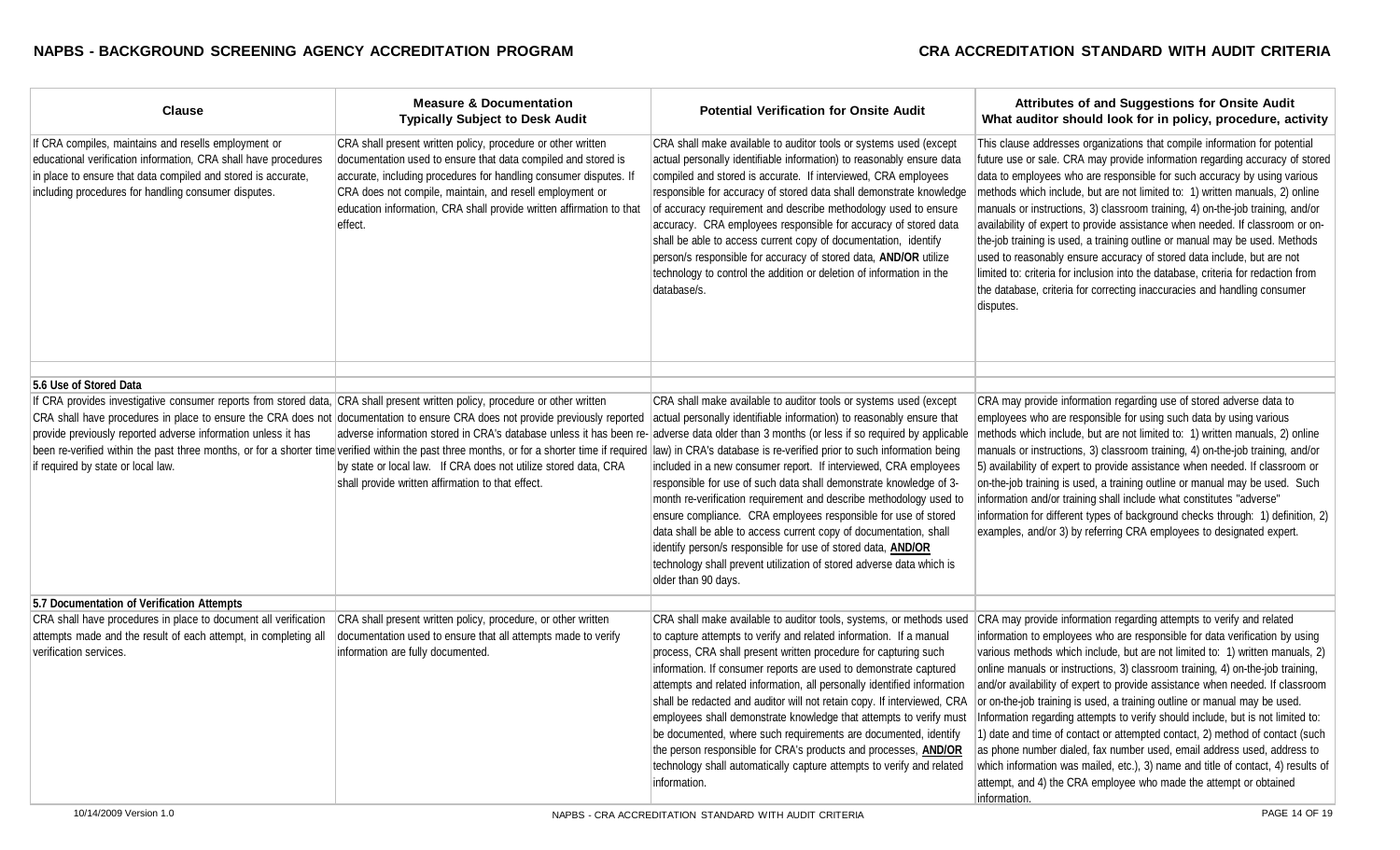| Clause | Measure & Documentation Typically Subject to Desk Audit | Potential Verification for Onsite Audit | Attributes of and Suggestions for Onsite Audit What auditor should look for in policy, procedure, activity |
|---|---|---|---|
| If CRA compiles, maintains and resells employment or educational verification information, CRA shall have procedures in place to ensure that data compiled and stored is accurate, including procedures for handling consumer disputes. | CRA shall present written policy, procedure or other written documentation used to ensure that data compiled and stored is accurate, including procedures for handling consumer disputes. If CRA does not compile, maintain, and resell employment or education information, CRA shall provide written affirmation to that effect. | CRA shall make available to auditor tools or systems used (except actual personally identifiable information) to reasonably ensure data compiled and stored is accurate. If interviewed, CRA employees responsible for accuracy of stored data shall demonstrate knowledge of accuracy requirement and describe methodology used to ensure accuracy. CRA employees responsible for accuracy of stored data shall be able to access current copy of documentation, identify person/s responsible for accuracy of stored data, **AND/OR** utilize technology to control the addition or deletion of information in the database/s. | This clause addresses organizations that compile information for potential future use or sale. CRA may provide information regarding accuracy of stored data to employees who are responsible for such accuracy by using various methods which include, but are not limited to: 1) written manuals, 2) online manuals or instructions, 3) classroom training, 4) on-the-job training, and/or availability of expert to provide assistance when needed. If classroom or on-the-job training is used, a training outline or manual may be used. Methods used to reasonably ensure accuracy of stored data include, but are not limited to: criteria for inclusion into the database, criteria for redaction from the database, criteria for correcting inaccuracies and handling consumer disputes. |
| | | | |
| **5.6 Use of Stored Data** | | | |
| If CRA provides investigative consumer reports from stored data, CRA shall have procedures in place to ensure the CRA does not provide previously reported adverse information unless it has been re-verified within the past three months, or for a shorter time if required by state or local law. | CRA shall present written policy, procedure or other written documentation to ensure CRA does not provide previously reported adverse information stored in CRA's database unless it has been re-verified within the past three months, or for a shorter time if required by state or local law. If CRA does not utilize stored data, CRA shall provide written affirmation to that effect. | CRA shall make available to auditor tools or systems used (except actual personally identifiable information) to reasonably ensure that adverse data older than 3 months (or less if so required by applicable law) in CRA's database is re-verified prior to such information being included in a new consumer report. If interviewed, CRA employees responsible for use of such data shall demonstrate knowledge of 3-month re-verification requirement and describe methodology used to ensure compliance. CRA employees responsible for use of stored data shall be able to access current copy of documentation, shall identify person/s responsible for use of stored data, **AND/OR** technology shall prevent utilization of stored adverse data which is older than 90 days. | CRA may provide information regarding use of stored adverse data to employees who are responsible for using such data by using various methods which include, but are not limited to: 1) written manuals, 2) online manuals or instructions, 3) classroom training, 4) on-the-job training, and/or 5) availability of expert to provide assistance when needed. If classroom or on-the-job training is used, a training outline or manual may be used. Such information and/or training shall include what constitutes "adverse" information for different types of background checks through: 1) definition, 2) examples, and/or 3) by referring CRA employees to designated expert. |
| **5.7 Documentation of Verification Attempts** | | | |
| CRA shall have procedures in place to document all verification attempts made and the result of each attempt, in completing all verification services. | CRA shall present written policy, procedure, or other written documentation used to ensure that all attempts made to verify information are fully documented. | CRA shall make available to auditor tools, systems, or methods used to capture attempts to verify and related information. If a manual process, CRA shall present written procedure for capturing such information. If consumer reports are used to demonstrate captured attempts and related information, all personally identified information shall be redacted and auditor will not retain copy. If interviewed, CRA employees shall demonstrate knowledge that attempts to verify must be documented, where such requirements are documented, identify the person responsible for CRA's products and processes, **AND/OR** technology shall automatically capture attempts to verify and related information. | CRA may provide information regarding attempts to verify and related information to employees who are responsible for data verification by using various methods which include, but are not limited to: 1) written manuals, 2) online manuals or instructions, 3) classroom training, 4) on-the-job training, and/or availability of expert to provide assistance when needed. If classroom or on-the-job training is used, a training outline or manual may be used. Information regarding attempts to verify should include, but is not limited to: 1) date and time of contact or attempted contact, 2) method of contact (such as phone number dialed, fax number used, email address used, address to which information was mailed, etc.), 3) name and title of contact, 4) results of attempt, and 4) the CRA employee who made the attempt or obtained information. |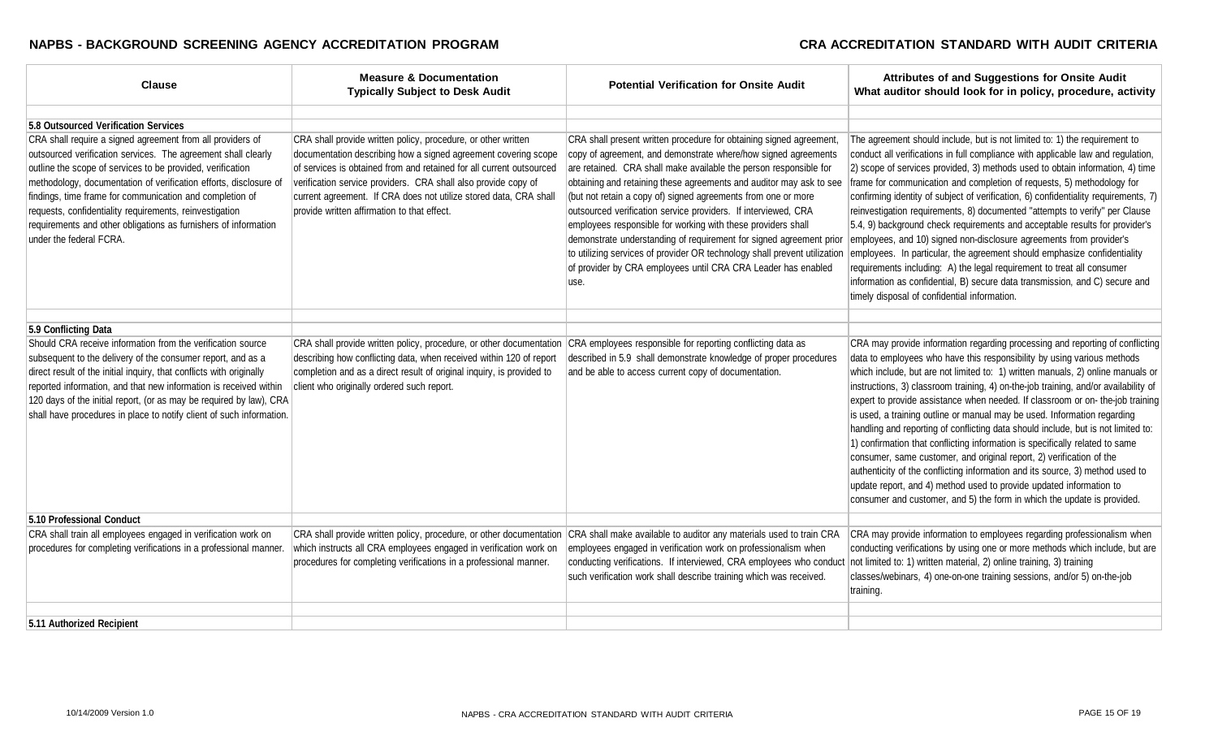| Clause | Measure & Documentation Typically Subject to Desk Audit | Potential Verification for Onsite Audit | Attributes of and Suggestions for Onsite Audit What auditor should look for in policy, procedure, activity |
|---|---|---|---|
| | | | |
| **5.8 Outsourced Verification Services** | | | |
| CRA shall require a signed agreement from all providers of outsourced verification services. The agreement shall clearly outline the scope of services to be provided, verification methodology, documentation of verification efforts, disclosure of findings, time frame for communication and completion of requests, confidentiality requirements, reinvestigation requirements and other obligations as furnishers of information under the federal FCRA. | CRA shall provide written policy, procedure, or other written documentation describing how a signed agreement covering scope of services is obtained from and retained for all current outsourced verification service providers. CRA shall also provide copy of current agreement. If CRA does not utilize stored data, CRA shall provide written affirmation to that effect. | CRA shall present written procedure for obtaining signed agreement, copy of agreement, and demonstrate where/how signed agreements are retained. CRA shall make available the person responsible for obtaining and retaining these agreements and auditor may ask to see (but not retain a copy of) signed agreements from one or more outsourced verification service providers. If interviewed, CRA employees responsible for working with these providers shall demonstrate understanding of requirement for signed agreement prior to utilizing services of provider OR technology shall prevent utilization of provider by CRA employees until CRA CRA Leader has enabled use. | The agreement should include, but is not limited to: 1) the requirement to conduct all verifications in full compliance with applicable law and regulation, 2) scope of services provided, 3) methods used to obtain information, 4) time frame for communication and completion of requests, 5) methodology for confirming identity of subject of verification, 6) confidentiality requirements, 7) reinvestigation requirements, 8) documented "attempts to verify" per Clause 5.4, 9) background check requirements and acceptable results for provider's employees, and 10) signed non-disclosure agreements from provider's employees. In particular, the agreement should emphasize confidentiality requirements including: A) the legal requirement to treat all consumer information as confidential, B) secure data transmission, and C) secure and timely disposal of confidential information. |
| | | | |
| **5.9 Conflicting Data** | | | |
| Should CRA receive information from the verification source subsequent to the delivery of the consumer report, and as a direct result of the initial inquiry, that conflicts with originally reported information, and that new information is received within 120 days of the initial report, (or as may be required by law), CRA shall have procedures in place to notify client of such information. | CRA shall provide written policy, procedure, or other documentation describing how conflicting data, when received within 120 of report completion and as a direct result of original inquiry, is provided to client who originally ordered such report. | CRA employees responsible for reporting conflicting data as described in 5.9 shall demonstrate knowledge of proper procedures and be able to access current copy of documentation. | CRA may provide information regarding processing and reporting of conflicting data to employees who have this responsibility by using various methods which include, but are not limited to: 1) written manuals, 2) online manuals or instructions, 3) classroom training, 4) on-the-job training, and/or availability of expert to provide assistance when needed. If classroom or on- the-job training is used, a training outline or manual may be used. Information regarding handling and reporting of conflicting data should include, but is not limited to: 1) confirmation that conflicting information is specifically related to same consumer, same customer, and original report, 2) verification of the authenticity of the conflicting information and its source, 3) method used to update report, and 4) method used to provide updated information to consumer and customer, and 5) the form in which the update is provided. |
| **5.10 Professional Conduct** | | | |
| CRA shall train all employees engaged in verification work on procedures for completing verifications in a professional manner. | CRA shall provide written policy, procedure, or other documentation which instructs all CRA employees engaged in verification work on procedures for completing verifications in a professional manner. | CRA shall make available to auditor any materials used to train CRA employees engaged in verification work on professionalism when conducting verifications. If interviewed, CRA employees who conduct such verification work shall describe training which was received. | CRA may provide information to employees regarding professionalism when conducting verifications by using one or more methods which include, but are not limited to: 1) written material, 2) online training, 3) training classes/webinars, 4) one-on-one training sessions, and/or 5) on-the-job training. |
| | | | |
| **5.11 Authorized Recipient** | | | |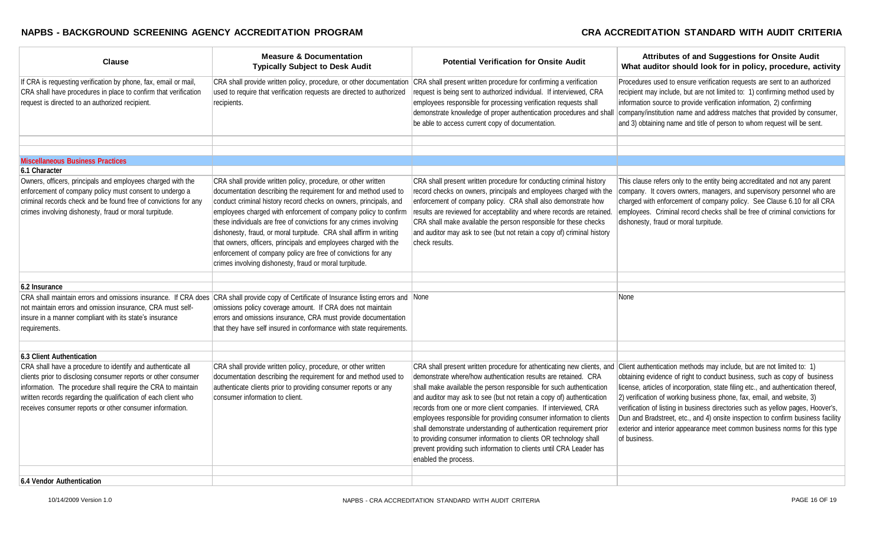| Clause | Measure & Documentation Typically Subject to Desk Audit | Potential Verification for Onsite Audit | Attributes of and Suggestions for Onsite Audit What auditor should look for in policy, procedure, activity |
|---|---|---|---|
| If CRA is requesting verification by phone, fax, email or mail, CRA shall have procedures in place to confirm that verification request is directed to an authorized recipient. | CRA shall provide written policy, procedure, or other documentation used to require that verification requests are directed to authorized recipients. | CRA shall present written procedure for confirming a verification request is being sent to authorized individual. If interviewed, CRA employees responsible for processing verification requests shall demonstrate knowledge of proper authentication procedures and shall be able to access current copy of documentation. | Procedures used to ensure verification requests are sent to an authorized recipient may include, but are not limited to: 1) confirming method used by information source to provide verification information, 2) confirming company/institution name and address matches that provided by consumer, and 3) obtaining name and title of person to whom request will be sent. |
| | | | |
| | | | |
| **Miscellaneous Business Practices** | | | |
| **6.1 Character** | | | |
| Owners, officers, principals and employees charged with the enforcement of company policy must consent to undergo a criminal records check and be found free of convictions for any crimes involving dishonesty, fraud or moral turpitude. | CRA shall provide written policy, procedure, or other written documentation describing the requirement for and method used to conduct criminal history record checks on owners, principals, and employees charged with enforcement of company policy to confirm these individuals are free of convictions for any crimes involving dishonesty, fraud, or moral turpitude. CRA shall affirm in writing that owners, officers, principals and employees charged with the enforcement of company policy are free of convictions for any crimes involving dishonesty, fraud or moral turpitude. | CRA shall present written procedure for conducting criminal history record checks on owners, principals and employees charged with the enforcement of company policy. CRA shall also demonstrate how results are reviewed for acceptability and where records are retained. CRA shall make available the person responsible for these checks and auditor may ask to see (but not retain a copy of) criminal history check results. | This clause refers only to the entity being accreditated and not any parent company. It covers owners, managers, and supervisory personnel who are charged with enforcement of company policy. See Clause 6.10 for all CRA employees. Criminal record checks shall be free of criminal convictions for dishonesty, fraud or moral turpitude. |
| | | | |
| **6.2 Insurance** | | | |
| CRA shall maintain errors and omissions insurance. If CRA does not maintain errors and omission insurance, CRA must self-insure in a manner compliant with its state's insurance requirements. | CRA shall provide copy of Certificate of Insurance listing errors and omissions policy coverage amount. If CRA does not maintain errors and omissions insurance, CRA must provide documentation that they have self insured in conformance with state requirements. | None | None |
| | | | |
| **6.3 Client Authentication** | | | |
| CRA shall have a procedure to identify and authenticate all clients prior to disclosing consumer reports or other consumer information. The procedure shall require the CRA to maintain written records regarding the qualification of each client who receives consumer reports or other consumer information. | CRA shall provide written policy, procedure, or other written documentation describing the requirement for and method used to authenticate clients prior to providing consumer reports or any consumer information to client. | CRA shall present written procedure for athenticating new clients, and demonstrate where/how authentication results are retained. CRA shall make available the person responsible for such authentication and auditor may ask to see (but not retain a copy of) authentication records from one or more client companies. If interviewed, CRA employees responsible for providing consumer information to clients shall demonstrate understanding of authentication requirement prior to providing consumer information to clients OR technology shall prevent providing such information to clients until CRA Leader has enabled the process. | Client authentication methods may include, but are not limited to: 1) obtaining evidence of right to conduct business, such as copy of business license, articles of incorporation, state filing etc., and authentication thereof, 2) verification of working business phone, fax, email, and website, 3) verification of listing in business directories such as yellow pages, Hoover's, Dun and Bradstreet, etc., and 4) onsite inspection to confirm business facility exterior and interior appearance meet common business norms for this type of business. |
| | | | |
| **6.4 Vendor Authentication** | | | |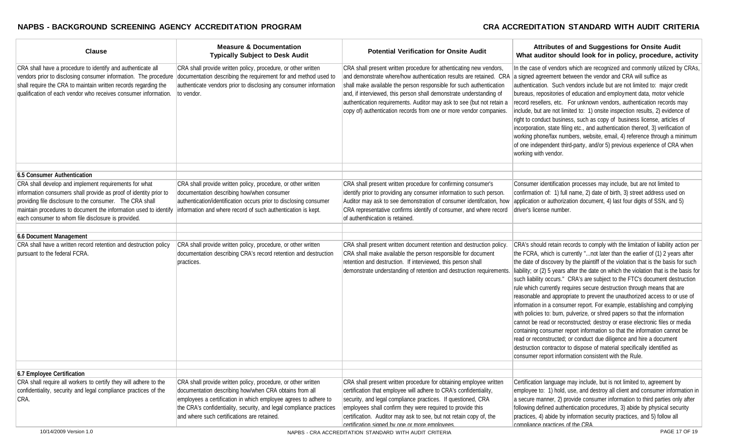| Clause | Measure & Documentation Typically Subject to Desk Audit | Potential Verification for Onsite Audit | Attributes of and Suggestions for Onsite Audit What auditor should look for in policy, procedure, activity |
|---|---|---|---|
| CRA shall have a procedure to identify and authenticate all vendors prior to disclosing consumer information. The procedure shall require the CRA to maintain written records regarding the qualification of each vendor who receives consumer information. | CRA shall provide written policy, procedure, or other written documentation describing the requirement for and method used to authenticate vendors prior to disclosing any consumer information to vendor. | CRA shall present written procedure for athenticating new vendors, and demonstrate where/how authentication results are retained. CRA shall make available the person responsible for such authentication and, if interviewed, this person shall demonstrate understanding of authentication requirements. Auditor may ask to see (but not retain a copy of) authentication records from one or more vendor companies. | In the case of vendors which are recognized and commonly utilized by CRAs, a signed agreement between the vendor and CRA will suffice as authentication. Such vendors include but are not limited to: major credit bureaus, repositories of education and employment data, motor vehicle record resellers, etc. For unknown vendors, authentication records may include, but are not limited to: 1) onsite inspection results, 2) evidence of right to conduct business, such as copy of business license, articles of incorporation, state filing etc., and authentication thereof, 3) verification of working phone/fax numbers, website, email, 4) reference through a minimum of one independent third-party, and/or 5) previous experience of CRA when working with vendor. |
| | | | |
| **6.5 Consumer Authentication** | | | |
| CRA shall develop and implement requirements for what information consumers shall provide as proof of identity prior to providing any consumer information to the consumer. The CRA shall maintain procedures to document the information used to identify each consumer to whom file disclosure is provided. | CRA shall provide written policy, procedure, or other written documentation describing how/when consumer authentication/identification occurs prior to disclosing consumer information and where record of such authentication is kept. | CRA shall present written procedure for confirming consumer's identify prior to providing any consumer information to such person. Auditor may ask to see demonstration of consumer identifcation, how CRA representative confirms identify of consumer, and where record of authenthication is retained. | Consumer identification processes may include, but are not limited to confirmation of: 1) full name, 2) date of birth, 3) street address used on application or authorization document, 4) last four digits of SSN, and 5) driver's license number. |
| | | | |
| **6.6 Document Management** | | | |
| CRA shall have a written record retention and destruction policy pursuant to the federal FCRA. | CRA shall provide written policy, procedure, or other written documentation describing CRA's record retention and destruction practices. | CRA shall present written document retention and destruction policy. CRA shall make available the person responsible for document retention and destruction. If interviewed, this person shall demonstrate understanding of retention and destruction requirements. | CRA's should retain records to comply with the limitation of liability action per the FCRA, which is currently "...not later than the earlier of (1) 2 years after the date of discovery by the plaintiff of the violation that is the basis for such liability; or (2) 5 years after the date on which the violation that is the basis for such liability occurs." CRA's are subject to the FTC's document destruction rule which currently requires secure destruction through means that are reasonable and appropriate to prevent the unauthorized access to or use of information in a consumer report. For example, establishing and complying with policies to: burn, pulverize, or shred papers so that the information cannot be read or reconstructed; destroy or erase electronic files or media containing consumer report information so that the information cannot be read or reconstructed; or conduct due diligence and hire a document destruction contractor to dispose of material specifically identified as consumer report information consistent with the Rule. |
| | | | |
| **6.7 Employee Certification** | | | |
| CRA shall require all workers to certify they will adhere to the confidentiality, security and legal compliance practices of the CRA. | CRA shall provide written policy, procedure, or other written documentation describing how/when CRA obtains from all employees a certification in which employee agrees to adhere to the CRA's confidentiality, security, and legal compliance practices and where such certifications are retained. | CRA shall present written procedure for obtaining employee written certification that employee will adhere to CRA's confidentiality, security, and legal compliance practices. If questioned, CRA employees shall confirm they were required to provide this certification. Auditor may ask to see, but not retain copy of, the certification signed by one or more employees. | Certification language may include, but is not limited to, agreement by employee to: 1) hold, use, and destroy all client and consumer information in a secure manner, 2) provide consumer information to third parties only after following defined authentication procedures, 3) abide by physical security practices, 4) abide by information security practices, and 5) follow all compliance practices of the CRA. |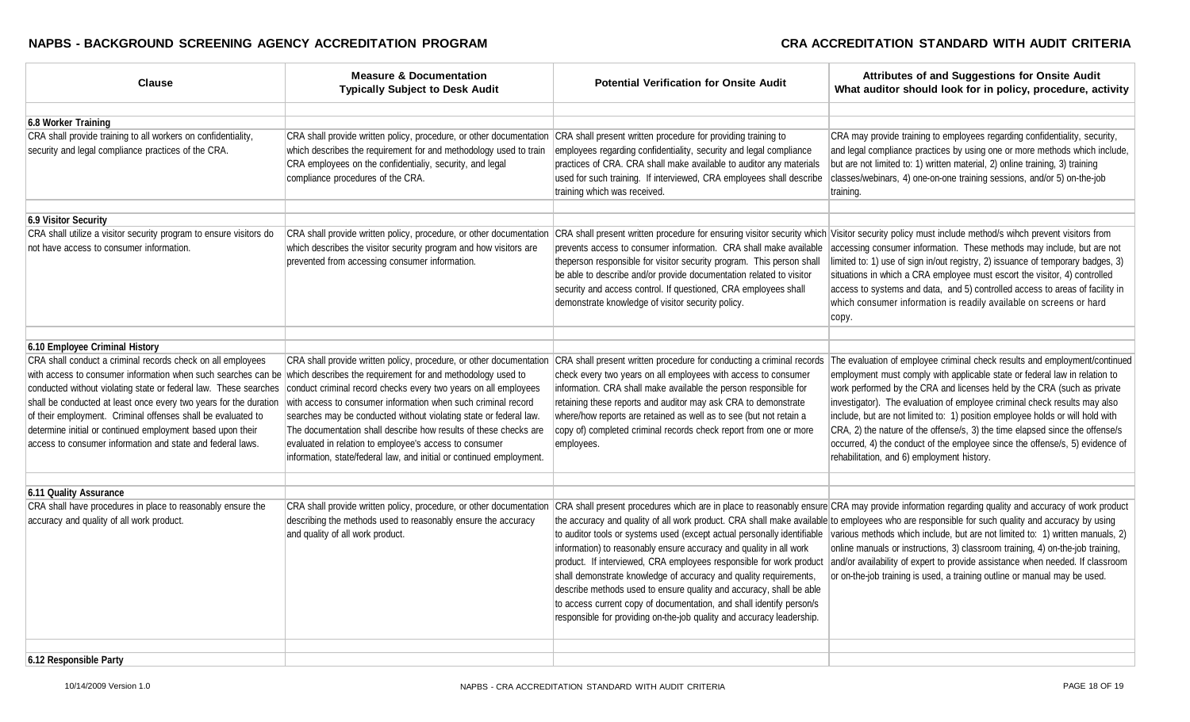| Clause | Measure & Documentation Typically Subject to Desk Audit | Potential Verification for Onsite Audit | Attributes of and Suggestions for Onsite Audit What auditor should look for in policy, procedure, activity |
|---|---|---|---|
| | | | |
| **6.8 Worker Training** | | | |
| CRA shall provide training to all workers on confidentiality, security and legal compliance practices of the CRA. | CRA shall provide written policy, procedure, or other documentation which describes the requirement for and methodology used to train CRA employees on the confidentialiy, security, and legal compliance procedures of the CRA. | CRA shall present written procedure for providing training to employees regarding confidentiality, security and legal compliance practices of CRA. CRA shall make available to auditor any materials used for such training. If interviewed, CRA employees shall describe training which was received. | CRA may provide training to employees regarding confidentiality, security, and legal compliance practices by using one or more methods which include, but are not limited to: 1) written material, 2) online training, 3) training classes/webinars, 4) one-on-one training sessions, and/or 5) on-the-job training. |
| | | | |
| **6.9 Visitor Security** | | | |
| CRA shall utilize a visitor security program to ensure visitors do not have access to consumer information. | CRA shall provide written policy, procedure, or other documentation which describes the visitor security program and how visitors are prevented from accessing consumer information. | CRA shall present written procedure for ensuring visitor security which prevents access to consumer information. CRA shall make available theperson responsible for visitor security program. This person shall be able to describe and/or provide documentation related to visitor security and access control. If questioned, CRA employees shall demonstrate knowledge of visitor security policy. | Visitor security policy must include method/s wihch prevent visitors from accessing consumer information. These methods may include, but are not limited to: 1) use of sign in/out registry, 2) issuance of temporary badges, 3) situations in which a CRA employee must escort the visitor, 4) controlled access to systems and data, and 5) controlled access to areas of facility in which consumer information is readily available on screens or hard copy. |
| | | | |
| **6.10 Employee Criminal History** | | | |
| CRA shall conduct a criminal records check on all employees with access to consumer information when such searches can be conducted without violating state or federal law. These searches shall be conducted at least once every two years for the duration of their employment. Criminal offenses shall be evaluated to determine initial or continued employment based upon their access to consumer information and state and federal laws. | CRA shall provide written policy, procedure, or other documentation which describes the requirement for and methodology used to conduct criminal record checks every two years on all employees with access to consumer information when such criminal record searches may be conducted without violating state or federal law. The documentation shall describe how results of these checks are evaluated in relation to employee's access to consumer information, state/federal law, and initial or continued employment. | CRA shall present written procedure for conducting a criminal records check every two years on all employees with access to consumer information. CRA shall make available the person responsible for retaining these reports and auditor may ask CRA to demonstrate where/how reports are retained as well as to see (but not retain a copy of) completed criminal records check report from one or more employees. | The evaluation of employee criminal check results and employment/continued employment must comply with applicable state or federal law in relation to work performed by the CRA and licenses held by the CRA (such as private investigator). The evaluation of employee criminal check results may also include, but are not limited to: 1) position employee holds or will hold with CRA, 2) the nature of the offense/s, 3) the time elapsed since the offense/s occurred, 4) the conduct of the employee since the offense/s, 5) evidence of rehabilitation, and 6) employment history. |
| | | | |
| **6.11 Quality Assurance** | | | |
| CRA shall have procedures in place to reasonably ensure the accuracy and quality of all work product. | CRA shall provide written policy, procedure, or other documentation describing the methods used to reasonably ensure the accuracy and quality of all work product. | CRA shall present procedures which are in place to reasonably ensure the accuracy and quality of all work product. CRA shall make available to auditor tools or systems used (except actual personally identifiable information) to reasonably ensure accuracy and quality in all work product. If interviewed, CRA employees responsible for work product shall demonstrate knowledge of accuracy and quality requirements, describe methods used to ensure quality and accuracy, shall be able to access current copy of documentation, and shall identify person/s responsible for providing on-the-job quality and accuracy leadership. | CRA may provide information regarding quality and accuracy of work product to employees who are responsible for such quality and accuracy by using various methods which include, but are not limited to: 1) written manuals, 2) online manuals or instructions, 3) classroom training, 4) on-the-job training, and/or availability of expert to provide assistance when needed. If classroom or on-the-job training is used, a training outline or manual may be used. |
| | | | |
| **6.12 Responsible Party** | | | |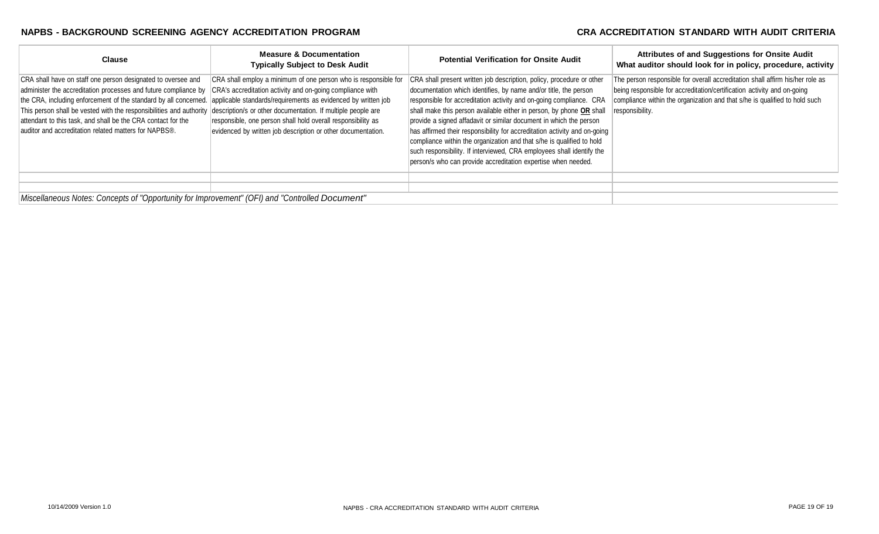| Clause | Measure & Documentation Typically Subject to Desk Audit | Potential Verification for Onsite Audit | Attributes of and Suggestions for Onsite Audit What auditor should look for in policy, procedure, activity |
|---|---|---|---|
| CRA shall have on staff one person designated to oversee and administer the accreditation processes and future compliance by the CRA, including enforcement of the standard by all concerned. This person shall be vested with the responsibilities and authority attendant to this task, and shall be the CRA contact for the auditor and accreditation related matters for NAPBS®. | CRA shall employ a minimum of one person who is responsible for CRA's accreditation activity and on-going compliance with applicable standards/requirements as evidenced by written job description/s or other documentation. If multiple people are responsible, one person shall hold overall responsibility as evidenced by written job description or other documentation. | CRA shall present written job description, policy, procedure or other documentation which identifies, by name and/or title, the person responsible for accreditation activity and on-going compliance. CRA shall make this person available either in person, by phone **OR** shall provide a signed affadavit or similar document in which the person has affirmed their responsibility for accreditation activity and on-going compliance within the organization and that s/he is qualified to hold such responsibility. If interviewed, CRA employees shall identify the person/s who can provide accreditation expertise when needed. | The person responsible for overall accreditation shall affirm his/her role as being responsible for accreditation/certification activity and on-going compliance within the organization and that s/he is qualified to hold such responsibility. |
| | | | |
| | | | |
| *Miscellaneous Notes: Concepts of "Opportunity for Improvement" (OFI) and "Controlled Document"* | | | |